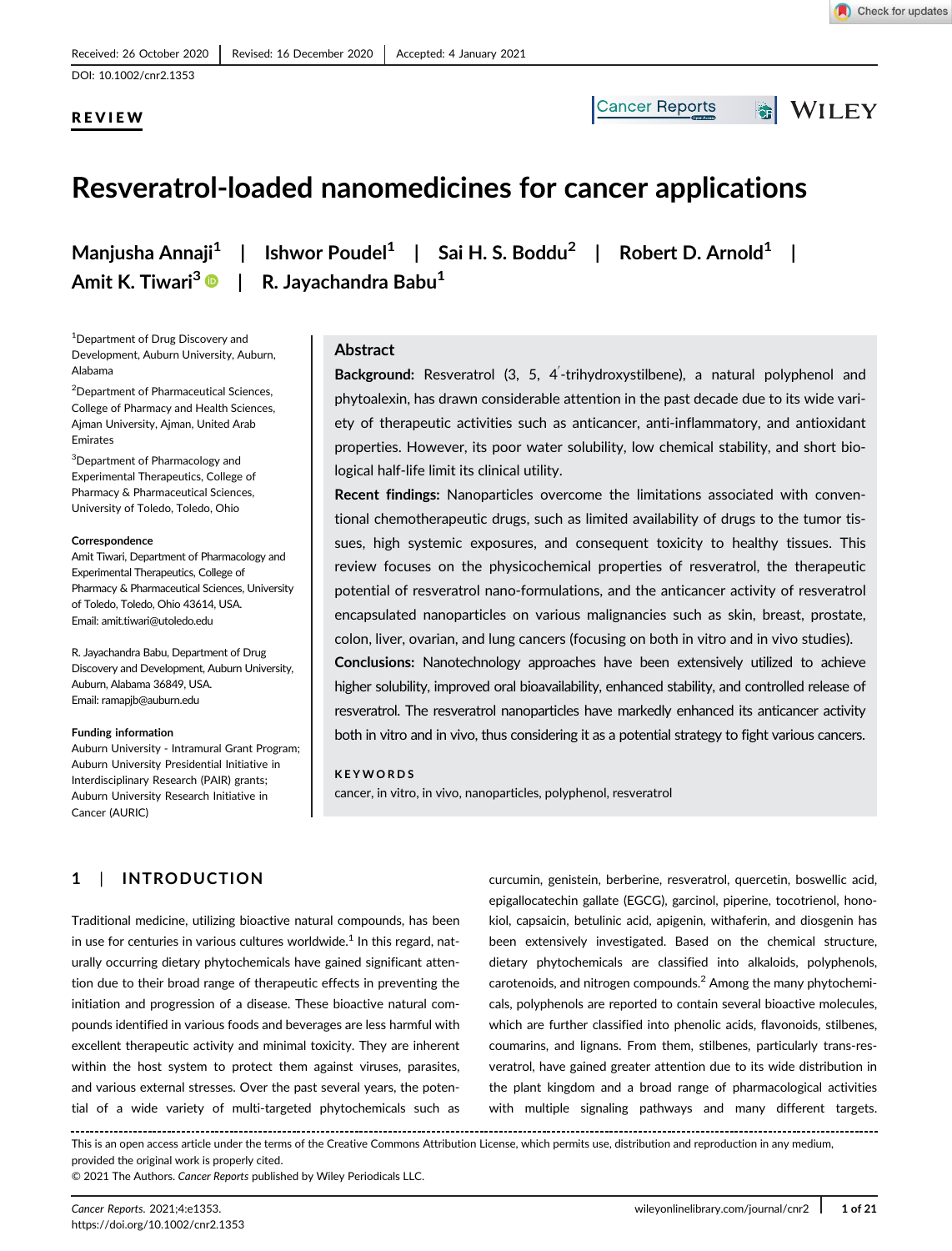Received: 26 October 2020 | Revised: 16 December 2020 | Accepted: 4 January 2021

DOI: 10.1002/cnr2.1353

**REVIEW**

# Resveratrol-loaded nanomedicines for cancer applications

Manjusha Annaji[1] | Ishwor Poudel[1] | Sai H. S. Boddu[2] | Robert D. Arnold[1] | Amit K. Tiwari[3] | R. Jayachandra Babu[1]

[1]Department of Drug Discovery and Development, Auburn University, Auburn, Alabama

[2]Department of Pharmaceutical Sciences, College of Pharmacy and Health Sciences, Ajman University, Ajman, United Arab Emirates

[3]Department of Pharmacology and Experimental Therapeutics, College of Pharmacy & Pharmaceutical Sciences, University of Toledo, Toledo, Ohio

**Correspondence**

Amit Tiwari, Department of Pharmacology and Experimental Therapeutics, College of Pharmacy & Pharmaceutical Sciences, University of Toledo, Toledo, Ohio 43614, USA.
Email: amit.tiwari@utoledo.edu

R. Jayachandra Babu, Department of Drug Discovery and Development, Auburn University, Auburn, Alabama 36849, USA.
Email: ramapjb@auburn.edu

**Funding information**

Auburn University - Intramural Grant Program; Auburn University Presidential Initiative in Interdisciplinary Research (PAIR) grants; Auburn University Research Initiative in Cancer (AURIC)

## Abstract

**Background:** Resveratrol (3, 5, 4′-trihydroxystilbene), a natural polyphenol and phytoalexin, has drawn considerable attention in the past decade due to its wide variety of therapeutic activities such as anticancer, anti-inflammatory, and antioxidant properties. However, its poor water solubility, low chemical stability, and short biological half-life limit its clinical utility.

**Recent findings:** Nanoparticles overcome the limitations associated with conventional chemotherapeutic drugs, such as limited availability of drugs to the tumor tissues, high systemic exposures, and consequent toxicity to healthy tissues. This review focuses on the physicochemical properties of resveratrol, the therapeutic potential of resveratrol nano-formulations, and the anticancer activity of resveratrol encapsulated nanoparticles on various malignancies such as skin, breast, prostate, colon, liver, ovarian, and lung cancers (focusing on both in vitro and in vivo studies).

**Conclusions:** Nanotechnology approaches have been extensively utilized to achieve higher solubility, improved oral bioavailability, enhanced stability, and controlled release of resveratrol. The resveratrol nanoparticles have markedly enhanced its anticancer activity both in vitro and in vivo, thus considering it as a potential strategy to fight various cancers.

**KEYWORDS**

cancer, in vitro, in vivo, nanoparticles, polyphenol, resveratrol

## 1 | INTRODUCTION

Traditional medicine, utilizing bioactive natural compounds, has been in use for centuries in various cultures worldwide.[1] In this regard, naturally occurring dietary phytochemicals have gained significant attention due to their broad range of therapeutic effects in preventing the initiation and progression of a disease. These bioactive natural compounds identified in various foods and beverages are less harmful with excellent therapeutic activity and minimal toxicity. They are inherent within the host system to protect them against viruses, parasites, and various external stresses. Over the past several years, the potential of a wide variety of multi-targeted phytochemicals such as curcumin, genistein, berberine, resveratrol, quercetin, boswellic acid, epigallocatechin gallate (EGCG), garcinol, piperine, tocotrienol, honokiol, capsaicin, betulinic acid, apigenin, withaferin, and diosgenin has been extensively investigated. Based on the chemical structure, dietary phytochemicals are classified into alkaloids, polyphenols, carotenoids, and nitrogen compounds.[2] Among the many phytochemicals, polyphenols are reported to contain several bioactive molecules, which are further classified into phenolic acids, flavonoids, stilbenes, coumarins, and lignans. From them, stilbenes, particularly trans-resveratrol, have gained greater attention due to its wide distribution in the plant kingdom and a broad range of pharmacological activities with multiple signaling pathways and many different targets.

This is an open access article under the terms of the Creative Commons Attribution License, which permits use, distribution and reproduction in any medium, provided the original work is properly cited.
© 2021 The Authors. *Cancer Reports* published by Wiley Periodicals LLC.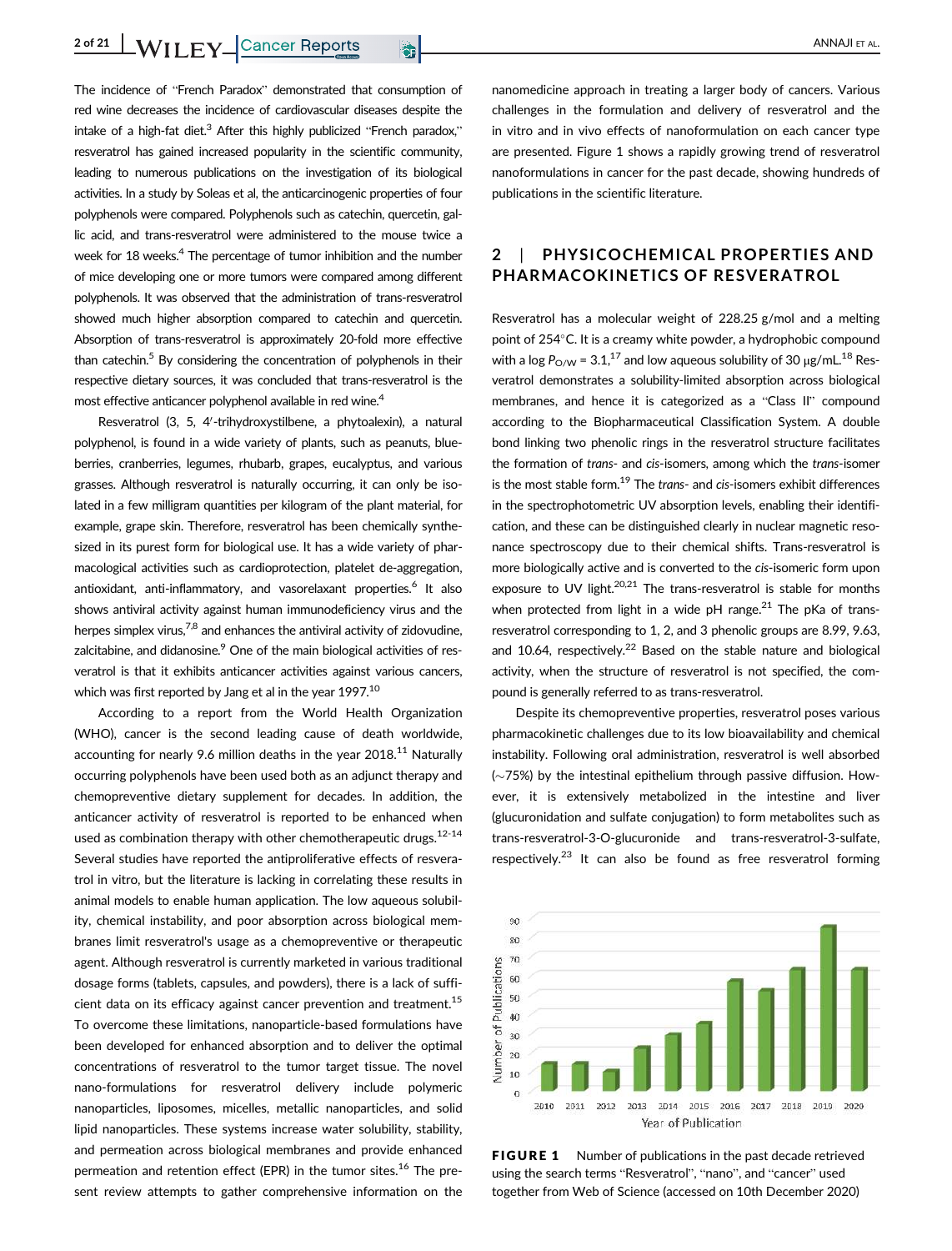The incidence of "French Paradox" demonstrated that consumption of red wine decreases the incidence of cardiovascular diseases despite the intake of a high-fat diet.[3] After this highly publicized "French paradox," resveratrol has gained increased popularity in the scientific community, leading to numerous publications on the investigation of its biological activities. In a study by Soleas et al, the anticarcinogenic properties of four polyphenols were compared. Polyphenols such as catechin, quercetin, gallic acid, and trans-resveratrol were administered to the mouse twice a week for 18 weeks.[4] The percentage of tumor inhibition and the number of mice developing one or more tumors were compared among different polyphenols. It was observed that the administration of trans-resveratrol showed much higher absorption compared to catechin and quercetin. Absorption of trans-resveratrol is approximately 20-fold more effective than catechin.[5] By considering the concentration of polyphenols in their respective dietary sources, it was concluded that trans-resveratrol is the most effective anticancer polyphenol available in red wine.[4]

Resveratrol (3, 5, 4′-trihydroxystilbene, a phytoalexin), a natural polyphenol, is found in a wide variety of plants, such as peanuts, blueberries, cranberries, legumes, rhubarb, grapes, eucalyptus, and various grasses. Although resveratrol is naturally occurring, it can only be isolated in a few milligram quantities per kilogram of the plant material, for example, grape skin. Therefore, resveratrol has been chemically synthesized in its purest form for biological use. It has a wide variety of pharmacological activities such as cardioprotection, platelet de-aggregation, antioxidant, anti-inflammatory, and vasorelaxant properties.[6] It also shows antiviral activity against human immunodeficiency virus and the herpes simplex virus,[7,8] and enhances the antiviral activity of zidovudine, zalcitabine, and didanosine.[9] One of the main biological activities of resveratrol is that it exhibits anticancer activities against various cancers, which was first reported by Jang et al in the year 1997.[10]

According to a report from the World Health Organization (WHO), cancer is the second leading cause of death worldwide, accounting for nearly 9.6 million deaths in the year 2018.[11] Naturally occurring polyphenols have been used both as an adjunct therapy and chemopreventive dietary supplement for decades. In addition, the anticancer activity of resveratrol is reported to be enhanced when used as combination therapy with other chemotherapeutic drugs.[12-14] Several studies have reported the antiproliferative effects of resveratrol in vitro, but the literature is lacking in correlating these results in animal models to enable human application. The low aqueous solubility, chemical instability, and poor absorption across biological membranes limit resveratrol's usage as a chemopreventive or therapeutic agent. Although resveratrol is currently marketed in various traditional dosage forms (tablets, capsules, and powders), there is a lack of sufficient data on its efficacy against cancer prevention and treatment.[15] To overcome these limitations, nanoparticle-based formulations have been developed for enhanced absorption and to deliver the optimal concentrations of resveratrol to the tumor target tissue. The novel nano-formulations for resveratrol delivery include polymeric nanoparticles, liposomes, micelles, metallic nanoparticles, and solid lipid nanoparticles. These systems increase water solubility, stability, and permeation across biological membranes and provide enhanced permeation and retention effect (EPR) in the tumor sites.[16] The present review attempts to gather comprehensive information on the nanomedicine approach in treating a larger body of cancers. Various challenges in the formulation and delivery of resveratrol and the in vitro and in vivo effects of nanoformulation on each cancer type are presented. Figure 1 shows a rapidly growing trend of resveratrol nanoformulations in cancer for the past decade, showing hundreds of publications in the scientific literature.

## 2 | PHYSICOCHEMICAL PROPERTIES AND PHARMACOKINETICS OF RESVERATROL

Resveratrol has a molecular weight of 228.25 g/mol and a melting point of 254°C. It is a creamy white powder, a hydrophobic compound with a log $P_{O/W}$ = 3.1,[17] and low aqueous solubility of 30 μg/mL.[18] Resveratrol demonstrates a solubility-limited absorption across biological membranes, and hence it is categorized as a "Class II" compound according to the Biopharmaceutical Classification System. A double bond linking two phenolic rings in the resveratrol structure facilitates the formation of *trans*- and *cis*-isomers, among which the *trans*-isomer is the most stable form.[19] The *trans*- and *cis*-isomers exhibit differences in the spectrophotometric UV absorption levels, enabling their identification, and these can be distinguished clearly in nuclear magnetic resonance spectroscopy due to their chemical shifts. Trans-resveratrol is more biologically active and is converted to the *cis*-isomeric form upon exposure to UV light.[20,21] The trans-resveratrol is stable for months when protected from light in a wide pH range.[21] The pKa of trans-resveratrol corresponding to 1, 2, and 3 phenolic groups are 8.99, 9.63, and 10.64, respectively.[22] Based on the stable nature and biological activity, when the structure of resveratrol is not specified, the compound is generally referred to as trans-resveratrol.

Despite its chemopreventive properties, resveratrol poses various pharmacokinetic challenges due to its low bioavailability and chemical instability. Following oral administration, resveratrol is well absorbed (~75%) by the intestinal epithelium through passive diffusion. However, it is extensively metabolized in the intestine and liver (glucuronidation and sulfate conjugation) to form metabolites such as trans-resveratrol-3-O-glucuronide and trans-resveratrol-3-sulfate, respectively.[23] It can also be found as free resveratrol forming

**FIGURE 1** Number of publications in the past decade retrieved using the search terms "Resveratrol", "nano", and "cancer" used together from Web of Science (accessed on 10th December 2020)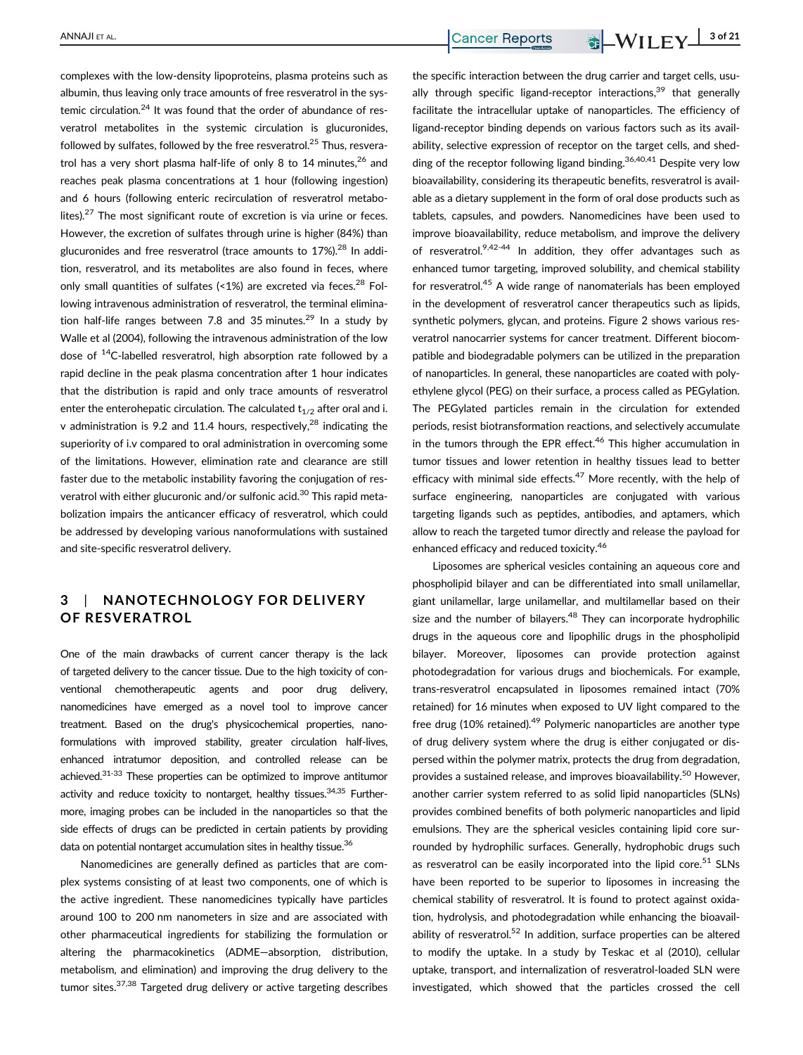complexes with the low-density lipoproteins, plasma proteins such as albumin, thus leaving only trace amounts of free resveratrol in the systemic circulation.[24] It was found that the order of abundance of resveratrol metabolites in the systemic circulation is glucuronides, followed by sulfates, followed by the free resveratrol.[25] Thus, resveratrol has a very short plasma half-life of only 8 to 14 minutes,[26] and reaches peak plasma concentrations at 1 hour (following ingestion) and 6 hours (following enteric recirculation of resveratrol metabolites).[27] The most significant route of excretion is via urine or feces. However, the excretion of sulfates through urine is higher (84%) than glucuronides and free resveratrol (trace amounts to 17%).[28] In addition, resveratrol, and its metabolites are also found in feces, where only small quantities of sulfates (<1%) are excreted via feces.[28] Following intravenous administration of resveratrol, the terminal elimination half-life ranges between 7.8 and 35 minutes.[29] In a study by Walle et al (2004), following the intravenous administration of the low dose of $^{14}$C-labelled resveratrol, high absorption rate followed by a rapid decline in the peak plasma concentration after 1 hour indicates that the distribution is rapid and only trace amounts of resveratrol enter the enterohepatic circulation. The calculated $t_{1/2}$ after oral and i.v administration is 9.2 and 11.4 hours, respectively,[28] indicating the superiority of i.v compared to oral administration in overcoming some of the limitations. However, elimination rate and clearance are still faster due to the metabolic instability favoring the conjugation of resveratrol with either glucuronic and/or sulfonic acid.[30] This rapid metabolization impairs the anticancer efficacy of resveratrol, which could be addressed by developing various nanoformulations with sustained and site-specific resveratrol delivery.

## 3 | NANOTECHNOLOGY FOR DELIVERY OF RESVERATROL

One of the main drawbacks of current cancer therapy is the lack of targeted delivery to the cancer tissue. Due to the high toxicity of conventional chemotherapeutic agents and poor drug delivery, nanomedicines have emerged as a novel tool to improve cancer treatment. Based on the drug's physicochemical properties, nanoformulations with improved stability, greater circulation half-lives, enhanced intratumor deposition, and controlled release can be achieved.[31-33] These properties can be optimized to improve antitumor activity and reduce toxicity to nontarget, healthy tissues.[34,35] Furthermore, imaging probes can be included in the nanoparticles so that the side effects of drugs can be predicted in certain patients by providing data on potential nontarget accumulation sites in healthy tissue.[36]

Nanomedicines are generally defined as particles that are complex systems consisting of at least two components, one of which is the active ingredient. These nanomedicines typically have particles around 100 to 200 nm nanometers in size and are associated with other pharmaceutical ingredients for stabilizing the formulation or altering the pharmacokinetics (ADME—absorption, distribution, metabolism, and elimination) and improving the drug delivery to the tumor sites.[37,38] Targeted drug delivery or active targeting describes the specific interaction between the drug carrier and target cells, usually through specific ligand-receptor interactions,[39] that generally facilitate the intracellular uptake of nanoparticles. The efficiency of ligand-receptor binding depends on various factors such as its availability, selective expression of receptor on the target cells, and shedding of the receptor following ligand binding.[36,40,41] Despite very low bioavailability, considering its therapeutic benefits, resveratrol is available as a dietary supplement in the form of oral dose products such as tablets, capsules, and powders. Nanomedicines have been used to improve bioavailability, reduce metabolism, and improve the delivery of resveratrol.[9,42-44] In addition, they offer advantages such as enhanced tumor targeting, improved solubility, and chemical stability for resveratrol.[45] A wide range of nanomaterials has been employed in the development of resveratrol cancer therapeutics such as lipids, synthetic polymers, glycan, and proteins. Figure 2 shows various resveratrol nanocarrier systems for cancer treatment. Different biocompatible and biodegradable polymers can be utilized in the preparation of nanoparticles. In general, these nanoparticles are coated with polyethylene glycol (PEG) on their surface, a process called as PEGylation. The PEGylated particles remain in the circulation for extended periods, resist biotransformation reactions, and selectively accumulate in the tumors through the EPR effect.[46] This higher accumulation in tumor tissues and lower retention in healthy tissues lead to better efficacy with minimal side effects.[47] More recently, with the help of surface engineering, nanoparticles are conjugated with various targeting ligands such as peptides, antibodies, and aptamers, which allow to reach the targeted tumor directly and release the payload for enhanced efficacy and reduced toxicity.[46]

Liposomes are spherical vesicles containing an aqueous core and phospholipid bilayer and can be differentiated into small unilamellar, giant unilamellar, large unilamellar, and multilamellar based on their size and the number of bilayers.[48] They can incorporate hydrophilic drugs in the aqueous core and lipophilic drugs in the phospholipid bilayer. Moreover, liposomes can provide protection against photodegradation for various drugs and biochemicals. For example, trans-resveratrol encapsulated in liposomes remained intact (70% retained) for 16 minutes when exposed to UV light compared to the free drug (10% retained).[49] Polymeric nanoparticles are another type of drug delivery system where the drug is either conjugated or dispersed within the polymer matrix, protects the drug from degradation, provides a sustained release, and improves bioavailability.[50] However, another carrier system referred to as solid lipid nanoparticles (SLNs) provides combined benefits of both polymeric nanoparticles and lipid emulsions. They are the spherical vesicles containing lipid core surrounded by hydrophilic surfaces. Generally, hydrophobic drugs such as resveratrol can be easily incorporated into the lipid core.[51] SLNs have been reported to be superior to liposomes in increasing the chemical stability of resveratrol. It is found to protect against oxidation, hydrolysis, and photodegradation while enhancing the bioavailability of resveratrol.[52] In addition, surface properties can be altered to modify the uptake. In a study by Teskac et al (2010), cellular uptake, transport, and internalization of resveratrol-loaded SLN were investigated, which showed that the particles crossed the cell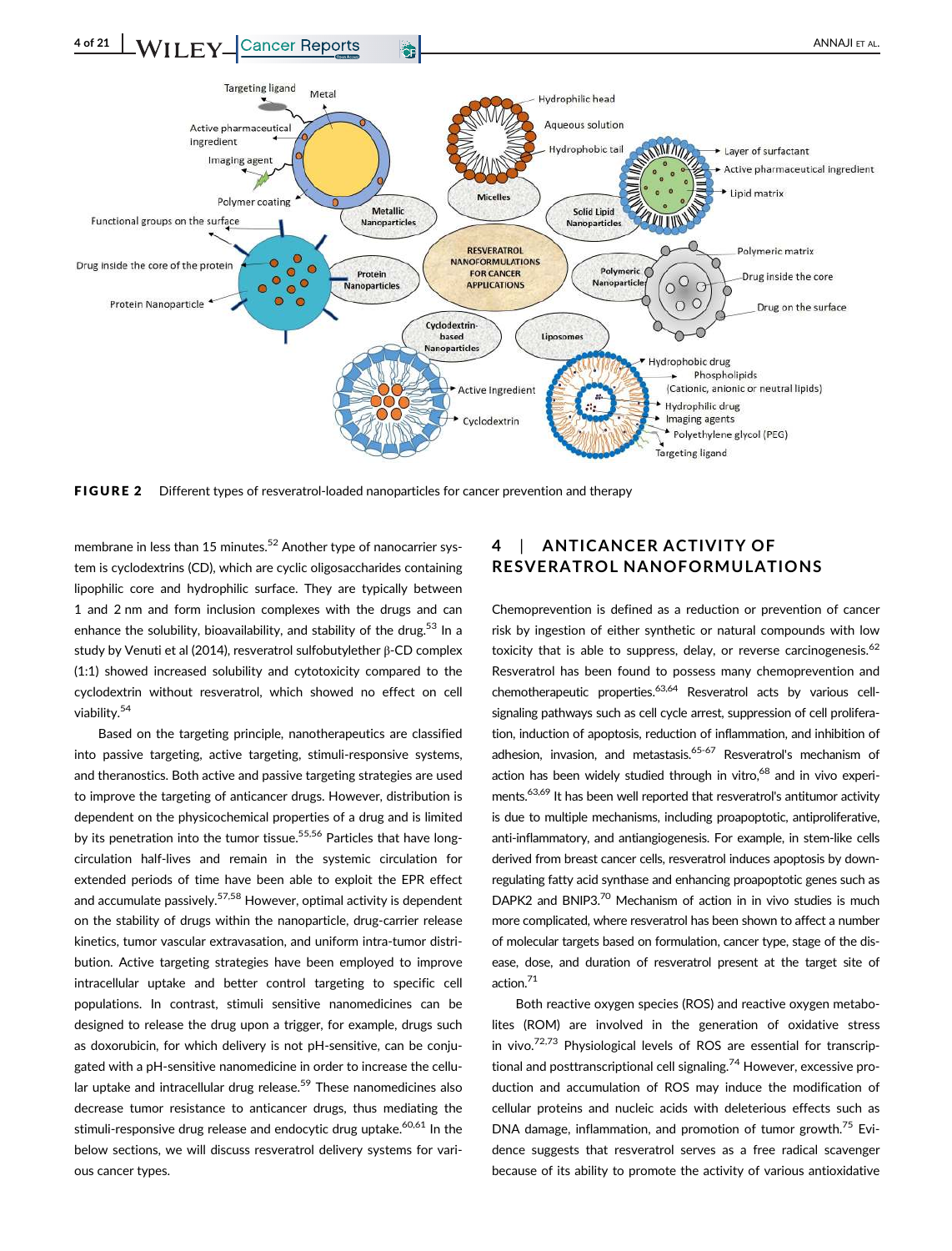FIGURE 2 Different types of resveratrol-loaded nanoparticles for cancer prevention and therapy

membrane in less than 15 minutes.[52] Another type of nanocarrier system is cyclodextrins (CD), which are cyclic oligosaccharides containing lipophilic core and hydrophilic surface. They are typically between 1 and 2 nm and form inclusion complexes with the drugs and can enhance the solubility, bioavailability, and stability of the drug.[53] In a study by Venuti et al (2014), resveratrol sulfobutylether β-CD complex (1:1) showed increased solubility and cytotoxicity compared to the cyclodextrin without resveratrol, which showed no effect on cell viability.[54]

Based on the targeting principle, nanotherapeutics are classified into passive targeting, active targeting, stimuli-responsive systems, and theranostics. Both active and passive targeting strategies are used to improve the targeting of anticancer drugs. However, distribution is dependent on the physicochemical properties of a drug and is limited by its penetration into the tumor tissue.[55,56] Particles that have long-circulation half-lives and remain in the systemic circulation for extended periods of time have been able to exploit the EPR effect and accumulate passively.[57,58] However, optimal activity is dependent on the stability of drugs within the nanoparticle, drug-carrier release kinetics, tumor vascular extravasation, and uniform intra-tumor distribution. Active targeting strategies have been employed to improve intracellular uptake and better control targeting to specific cell populations. In contrast, stimuli sensitive nanomedicines can be designed to release the drug upon a trigger, for example, drugs such as doxorubicin, for which delivery is not pH-sensitive, can be conjugated with a pH-sensitive nanomedicine in order to increase the cellular uptake and intracellular drug release.[59] These nanomedicines also decrease tumor resistance to anticancer drugs, thus mediating the stimuli-responsive drug release and endocytic drug uptake.[60,61] In the below sections, we will discuss resveratrol delivery systems for various cancer types.

## 4 | ANTICANCER ACTIVITY OF RESVERATROL NANOFORMULATIONS

Chemoprevention is defined as a reduction or prevention of cancer risk by ingestion of either synthetic or natural compounds with low toxicity that is able to suppress, delay, or reverse carcinogenesis.[62] Resveratrol has been found to possess many chemoprevention and chemotherapeutic properties.[63,64] Resveratrol acts by various cell-signaling pathways such as cell cycle arrest, suppression of cell proliferation, induction of apoptosis, reduction of inflammation, and inhibition of adhesion, invasion, and metastasis.[65-67] Resveratrol's mechanism of action has been widely studied through in vitro,[68] and in vivo experiments.[63,69] It has been well reported that resveratrol's antitumor activity is due to multiple mechanisms, including proapoptotic, antiproliferative, anti-inflammatory, and antiangiogenesis. For example, in stem-like cells derived from breast cancer cells, resveratrol induces apoptosis by downregulating fatty acid synthase and enhancing proapoptotic genes such as DAPK2 and BNIP3.[70] Mechanism of action in in vivo studies is much more complicated, where resveratrol has been shown to affect a number of molecular targets based on formulation, cancer type, stage of the disease, dose, and duration of resveratrol present at the target site of action.[71]

Both reactive oxygen species (ROS) and reactive oxygen metabolites (ROM) are involved in the generation of oxidative stress in vivo.[72,73] Physiological levels of ROS are essential for transcriptional and posttranscriptional cell signaling.[74] However, excessive production and accumulation of ROS may induce the modification of cellular proteins and nucleic acids with deleterious effects such as DNA damage, inflammation, and promotion of tumor growth.[75] Evidence suggests that resveratrol serves as a free radical scavenger because of its ability to promote the activity of various antioxidative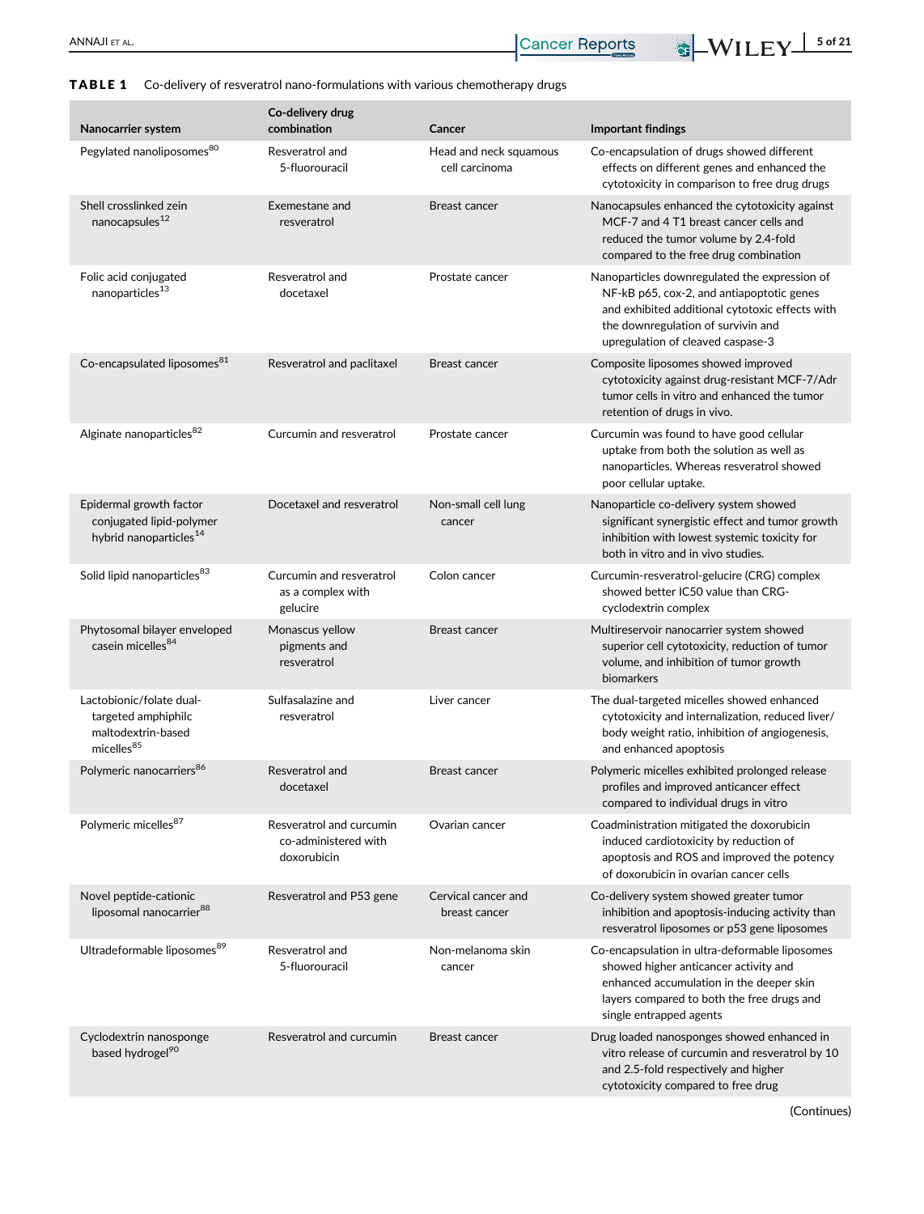**TABLE 1** Co-delivery of resveratrol nano-formulations with various chemotherapy drugs

| Nanocarrier system | Co-delivery drug combination | Cancer | Important findings |
|---|---|---|---|
| Pegylated nanoliposomes[80] | Resveratrol and 5-fluorouracil | Head and neck squamous cell carcinoma | Co-encapsulation of drugs showed different effects on different genes and enhanced the cytotoxicity in comparison to free drug drugs |
| Shell crosslinked zein nanocapsules[12] | Exemestane and resveratrol | Breast cancer | Nanocapsules enhanced the cytotoxicity against MCF-7 and 4 T1 breast cancer cells and reduced the tumor volume by 2.4-fold compared to the free drug combination |
| Folic acid conjugated nanoparticles[13] | Resveratrol and docetaxel | Prostate cancer | Nanoparticles downregulated the expression of NF-kB p65, cox-2, and antiapoptotic genes and exhibited additional cytotoxic effects with the downregulation of survivin and upregulation of cleaved caspase-3 |
| Co-encapsulated liposomes[81] | Resveratrol and paclitaxel | Breast cancer | Composite liposomes showed improved cytotoxicity against drug-resistant MCF-7/Adr tumor cells in vitro and enhanced the tumor retention of drugs in vivo. |
| Alginate nanoparticles[82] | Curcumin and resveratrol | Prostate cancer | Curcumin was found to have good cellular uptake from both the solution as well as nanoparticles. Whereas resveratrol showed poor cellular uptake. |
| Epidermal growth factor conjugated lipid-polymer hybrid nanoparticles[14] | Docetaxel and resveratrol | Non-small cell lung cancer | Nanoparticle co-delivery system showed significant synergistic effect and tumor growth inhibition with lowest systemic toxicity for both in vitro and in vivo studies. |
| Solid lipid nanoparticles[83] | Curcumin and resveratrol as a complex with gelucire | Colon cancer | Curcumin-resveratrol-gelucire (CRG) complex showed better IC50 value than CRG-cyclodextrin complex |
| Phytosomal bilayer enveloped casein micelles[84] | Monascus yellow pigments and resveratrol | Breast cancer | Multireservoir nanocarrier system showed superior cell cytotoxicity, reduction of tumor volume, and inhibition of tumor growth biomarkers |
| Lactobionic/folate dual-targeted amphiphilc maltodextrin-based micelles[85] | Sulfasalazine and resveratrol | Liver cancer | The dual-targeted micelles showed enhanced cytotoxicity and internalization, reduced liver/body weight ratio, inhibition of angiogenesis, and enhanced apoptosis |
| Polymeric nanocarriers[86] | Resveratrol and docetaxel | Breast cancer | Polymeric micelles exhibited prolonged release profiles and improved anticancer effect compared to individual drugs in vitro |
| Polymeric micelles[87] | Resveratrol and curcumin co-administered with doxorubicin | Ovarian cancer | Coadministration mitigated the doxorubicin induced cardiotoxicity by reduction of apoptosis and ROS and improved the potency of doxorubicin in ovarian cancer cells |
| Novel peptide-cationic liposomal nanocarrier[88] | Resveratrol and P53 gene | Cervical cancer and breast cancer | Co-delivery system showed greater tumor inhibition and apoptosis-inducing activity than resveratrol liposomes or p53 gene liposomes |
| Ultradeformable liposomes[89] | Resveratrol and 5-fluorouracil | Non-melanoma skin cancer | Co-encapsulation in ultra-deformable liposomes showed higher anticancer activity and enhanced accumulation in the deeper skin layers compared to both the free drugs and single entrapped agents |
| Cyclodextrin nanosponge based hydrogel[90] | Resveratrol and curcumin | Breast cancer | Drug loaded nanosponges showed enhanced in vitro release of curcumin and resveratrol by 10 and 2.5-fold respectively and higher cytotoxicity compared to free drug |

(Continues)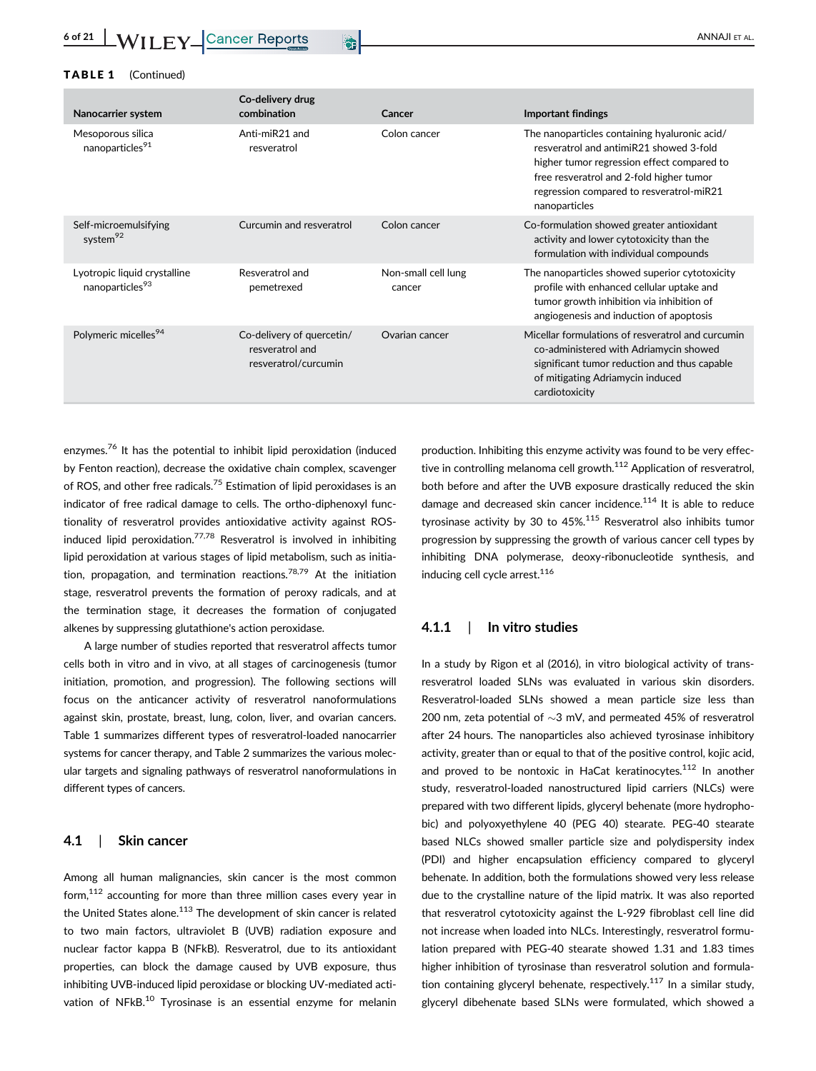**TABLE 1** (Continued)

| Nanocarrier system | Co-delivery drug combination | Cancer | Important findings |
|---|---|---|---|
| Mesoporous silica nanoparticles[91] | Anti-miR21 and resveratrol | Colon cancer | The nanoparticles containing hyaluronic acid/ resveratrol and antimiR21 showed 3-fold higher tumor regression effect compared to free resveratrol and 2-fold higher tumor regression compared to resveratrol-miR21 nanoparticles |
| Self-microemulsifying system[92] | Curcumin and resveratrol | Colon cancer | Co-formulation showed greater antioxidant activity and lower cytotoxicity than the formulation with individual compounds |
| Lyotropic liquid crystalline nanoparticles[93] | Resveratrol and pemetrexed | Non-small cell lung cancer | The nanoparticles showed superior cytotoxicity profile with enhanced cellular uptake and tumor growth inhibition via inhibition of angiogenesis and induction of apoptosis |
| Polymeric micelles[94] | Co-delivery of quercetin/ resveratrol and resveratrol/curcumin | Ovarian cancer | Micellar formulations of resveratrol and curcumin co-administered with Adriamycin showed significant tumor reduction and thus capable of mitigating Adriamycin induced cardiotoxicity |

enzymes.[76] It has the potential to inhibit lipid peroxidation (induced by Fenton reaction), decrease the oxidative chain complex, scavenger of ROS, and other free radicals.[75] Estimation of lipid peroxidases is an indicator of free radical damage to cells. The ortho-diphenoxyl functionality of resveratrol provides antioxidative activity against ROS-induced lipid peroxidation.[77,78] Resveratrol is involved in inhibiting lipid peroxidation at various stages of lipid metabolism, such as initiation, propagation, and termination reactions.[78,79] At the initiation stage, resveratrol prevents the formation of peroxy radicals, and at the termination stage, it decreases the formation of conjugated alkenes by suppressing glutathione's action peroxidase.

A large number of studies reported that resveratrol affects tumor cells both in vitro and in vivo, at all stages of carcinogenesis (tumor initiation, promotion, and progression). The following sections will focus on the anticancer activity of resveratrol nanoformulations against skin, prostate, breast, lung, colon, liver, and ovarian cancers. Table 1 summarizes different types of resveratrol-loaded nanocarrier systems for cancer therapy, and Table 2 summarizes the various molecular targets and signaling pathways of resveratrol nanoformulations in different types of cancers.

## 4.1 | Skin cancer

Among all human malignancies, skin cancer is the most common form,[112] accounting for more than three million cases every year in the United States alone.[113] The development of skin cancer is related to two main factors, ultraviolet B (UVB) radiation exposure and nuclear factor kappa B (NFkB). Resveratrol, due to its antioxidant properties, can block the damage caused by UVB exposure, thus inhibiting UVB-induced lipid peroxidase or blocking UV-mediated activation of NFkB.[10] Tyrosinase is an essential enzyme for melanin production. Inhibiting this enzyme activity was found to be very effective in controlling melanoma cell growth.[112] Application of resveratrol, both before and after the UVB exposure drastically reduced the skin damage and decreased skin cancer incidence.[114] It is able to reduce tyrosinase activity by 30 to 45%.[115] Resveratrol also inhibits tumor progression by suppressing the growth of various cancer cell types by inhibiting DNA polymerase, deoxy-ribonucleotide synthesis, and inducing cell cycle arrest.[116]

### 4.1.1 | In vitro studies

In a study by Rigon et al (2016), in vitro biological activity of trans-resveratrol loaded SLNs was evaluated in various skin disorders. Resveratrol-loaded SLNs showed a mean particle size less than 200 nm, zeta potential of ∼3 mV, and permeated 45% of resveratrol after 24 hours. The nanoparticles also achieved tyrosinase inhibitory activity, greater than or equal to that of the positive control, kojic acid, and proved to be nontoxic in HaCat keratinocytes.[112] In another study, resveratrol-loaded nanostructured lipid carriers (NLCs) were prepared with two different lipids, glyceryl behenate (more hydrophobic) and polyoxyethylene 40 (PEG 40) stearate. PEG-40 stearate based NLCs showed smaller particle size and polydispersity index (PDI) and higher encapsulation efficiency compared to glyceryl behenate. In addition, both the formulations showed very less release due to the crystalline nature of the lipid matrix. It was also reported that resveratrol cytotoxicity against the L-929 fibroblast cell line did not increase when loaded into NLCs. Interestingly, resveratrol formulation prepared with PEG-40 stearate showed 1.31 and 1.83 times higher inhibition of tyrosinase than resveratrol solution and formulation containing glyceryl behenate, respectively.[117] In a similar study, glyceryl dibehenate based SLNs were formulated, which showed a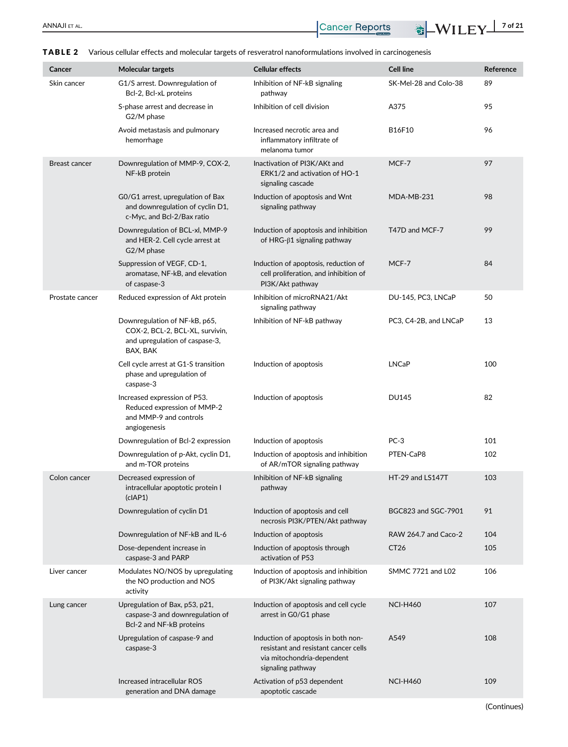**TABLE 2** Various cellular effects and molecular targets of resveratrol nanoformulations involved in carcinogenesis

| Cancer | Molecular targets | Cellular effects | Cell line | Reference |
|---|---|---|---|---|
| Skin cancer | G1/S arrest. Downregulation of Bcl-2, Bcl-xL proteins | Inhibition of NF-kB signaling pathway | SK-Mel-28 and Colo-38 | 89 |
| | S-phase arrest and decrease in G2/M phase | Inhibition of cell division | A375 | 95 |
| | Avoid metastasis and pulmonary hemorrhage | Increased necrotic area and inflammatory infiltrate of melanoma tumor | B16F10 | 96 |
| Breast cancer | Downregulation of MMP-9, COX-2, NF-kB protein | Inactivation of PI3K/AKt and ERK1/2 and activation of HO-1 signaling cascade | MCF-7 | 97 |
| | G0/G1 arrest, upregulation of Bax and downregulation of cyclin D1, c-Myc, and Bcl-2/Bax ratio | Induction of apoptosis and Wnt signaling pathway | MDA-MB-231 | 98 |
| | Downregulation of BCL-xl, MMP-9 and HER-2. Cell cycle arrest at G2/M phase | Induction of apoptosis and inhibition of HRG-β1 signaling pathway | T47D and MCF-7 | 99 |
| | Suppression of VEGF, CD-1, aromatase, NF-kB, and elevation of caspase-3 | Induction of apoptosis, reduction of cell proliferation, and inhibition of PI3K/Akt pathway | MCF-7 | 84 |
| Prostate cancer | Reduced expression of Akt protein | Inhibition of microRNA21/Akt signaling pathway | DU-145, PC3, LNCaP | 50 |
| | Downregulation of NF-kB, p65, COX-2, BCL-2, BCL-XL, survivin, and upregulation of caspase-3, BAX, BAK | Inhibition of NF-kB pathway | PC3, C4-2B, and LNCaP | 13 |
| | Cell cycle arrest at G1-S transition phase and upregulation of caspase-3 | Induction of apoptosis | LNCaP | 100 |
| | Increased expression of P53. Reduced expression of MMP-2 and MMP-9 and controls angiogenesis | Induction of apoptosis | DU145 | 82 |
| | Downregulation of Bcl-2 expression | Induction of apoptosis | PC-3 | 101 |
| | Downregulation of p-Akt, cyclin D1, and m-TOR proteins | Induction of apoptosis and inhibition of AR/mTOR signaling pathway | PTEN-CaP8 | 102 |
| Colon cancer | Decreased expression of intracellular apoptotic protein I (cIAP1) | Inhibition of NF-kB signaling pathway | HT-29 and LS147T | 103 |
| | Downregulation of cyclin D1 | Induction of apoptosis and cell necrosis PI3K/PTEN/Akt pathway | BGC823 and SGC-7901 | 91 |
| | Downregulation of NF-kB and IL-6 | Induction of apoptosis | RAW 264.7 and Caco-2 | 104 |
| | Dose-dependent increase in caspase-3 and PARP | Induction of apoptosis through activation of P53 | CT26 | 105 |
| Liver cancer | Modulates NO/NOS by upregulating the NO production and NOS activity | Induction of apoptosis and inhibition of PI3K/Akt signaling pathway | SMMC 7721 and L02 | 106 |
| Lung cancer | Upregulation of Bax, p53, p21, caspase-3 and downregulation of Bcl-2 and NF-kB proteins | Induction of apoptosis and cell cycle arrest in G0/G1 phase | NCI-H460 | 107 |
| | Upregulation of caspase-9 and caspase-3 | Induction of apoptosis in both non-resistant and resistant cancer cells via mitochondria-dependent signaling pathway | A549 | 108 |
| | Increased intracellular ROS generation and DNA damage | Activation of p53 dependent apoptotic cascade | NCI-H460 | 109 |

(Continues)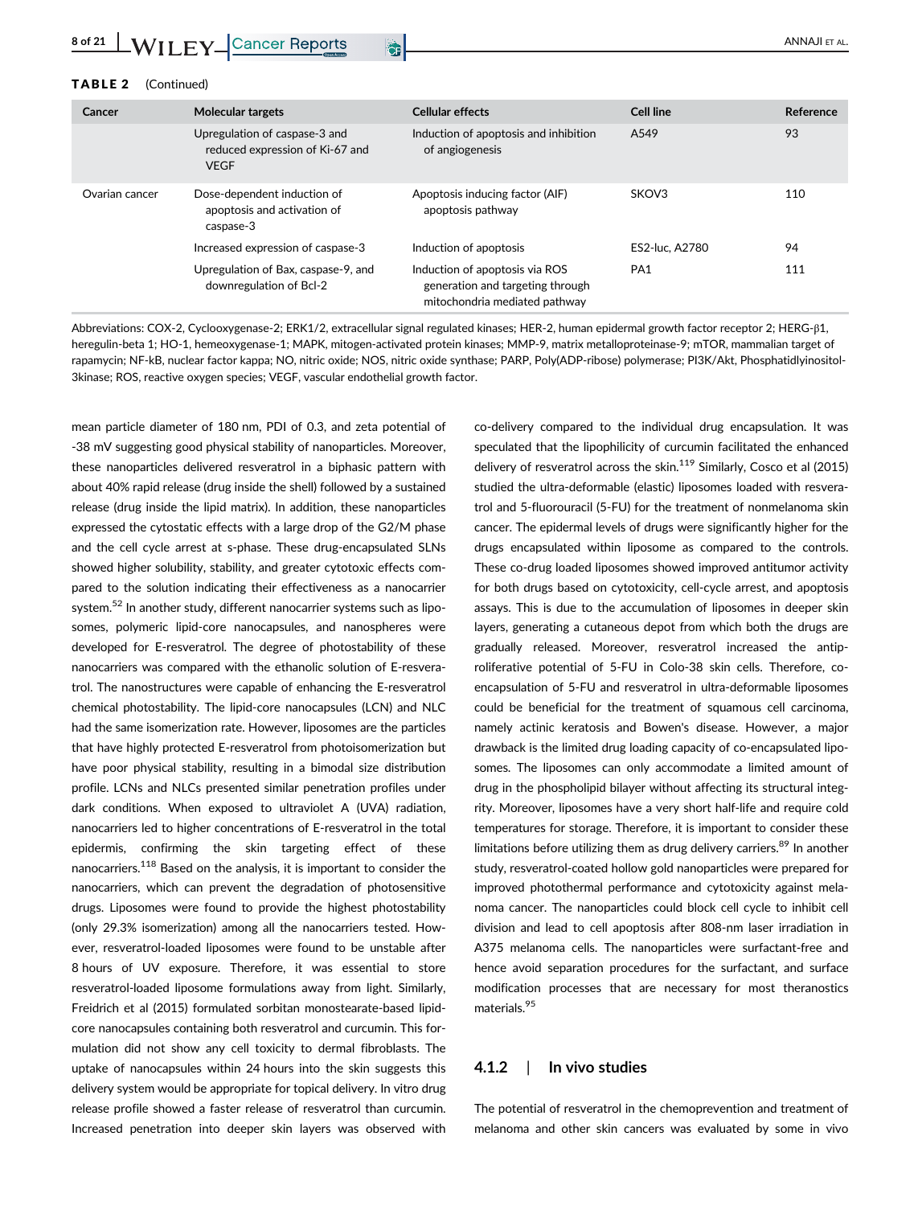**TABLE 2** (Continued)

| Cancer | Molecular targets | Cellular effects | Cell line | Reference |
|---|---|---|---|---|
| | Upregulation of caspase-3 and reduced expression of Ki-67 and VEGF | Induction of apoptosis and inhibition of angiogenesis | A549 | 93 |
| Ovarian cancer | Dose-dependent induction of apoptosis and activation of caspase-3 | Apoptosis inducing factor (AIF) apoptosis pathway | SKOV3 | 110 |
| | Increased expression of caspase-3 | Induction of apoptosis | ES2-luc, A2780 | 94 |
| | Upregulation of Bax, caspase-9, and downregulation of Bcl-2 | Induction of apoptosis via ROS generation and targeting through mitochondria mediated pathway | PA1 | 111 |

Abbreviations: COX-2, Cyclooxygenase-2; ERK1/2, extracellular signal regulated kinases; HER-2, human epidermal growth factor receptor 2; HERG-β1, heregulin-beta 1; HO-1, hemeoxygenase-1; MAPK, mitogen-activated protein kinases; MMP-9, matrix metalloproteinase-9; mTOR, mammalian target of rapamycin; NF-kB, nuclear factor kappa; NO, nitric oxide; NOS, nitric oxide synthase; PARP, Poly(ADP-ribose) polymerase; PI3K/Akt, Phosphatidlyinositol-3kinase; ROS, reactive oxygen species; VEGF, vascular endothelial growth factor.

mean particle diameter of 180 nm, PDI of 0.3, and zeta potential of -38 mV suggesting good physical stability of nanoparticles. Moreover, these nanoparticles delivered resveratrol in a biphasic pattern with about 40% rapid release (drug inside the shell) followed by a sustained release (drug inside the lipid matrix). In addition, these nanoparticles expressed the cytostatic effects with a large drop of the G2/M phase and the cell cycle arrest at s-phase. These drug-encapsulated SLNs showed higher solubility, stability, and greater cytotoxic effects compared to the solution indicating their effectiveness as a nanocarrier system.[52] In another study, different nanocarrier systems such as liposomes, polymeric lipid-core nanocapsules, and nanospheres were developed for E-resveratrol. The degree of photostability of these nanocarriers was compared with the ethanolic solution of E-resveratrol. The nanostructures were capable of enhancing the E-resveratrol chemical photostability. The lipid-core nanocapsules (LCN) and NLC had the same isomerization rate. However, liposomes are the particles that have highly protected E-resveratrol from photoisomerization but have poor physical stability, resulting in a bimodal size distribution profile. LCNs and NLCs presented similar penetration profiles under dark conditions. When exposed to ultraviolet A (UVA) radiation, nanocarriers led to higher concentrations of E-resveratrol in the total epidermis, confirming the skin targeting effect of these nanocarriers.[118] Based on the analysis, it is important to consider the nanocarriers, which can prevent the degradation of photosensitive drugs. Liposomes were found to provide the highest photostability (only 29.3% isomerization) among all the nanocarriers tested. However, resveratrol-loaded liposomes were found to be unstable after 8 hours of UV exposure. Therefore, it was essential to store resveratrol-loaded liposome formulations away from light. Similarly, Freidrich et al (2015) formulated sorbitan monostearate-based lipid-core nanocapsules containing both resveratrol and curcumin. This formulation did not show any cell toxicity to dermal fibroblasts. The uptake of nanocapsules within 24 hours into the skin suggests this delivery system would be appropriate for topical delivery. In vitro drug release profile showed a faster release of resveratrol than curcumin. Increased penetration into deeper skin layers was observed with co-delivery compared to the individual drug encapsulation. It was speculated that the lipophilicity of curcumin facilitated the enhanced delivery of resveratrol across the skin.[119] Similarly, Cosco et al (2015) studied the ultra-deformable (elastic) liposomes loaded with resveratrol and 5-fluorouracil (5-FU) for the treatment of nonmelanoma skin cancer. The epidermal levels of drugs were significantly higher for the drugs encapsulated within liposome as compared to the controls. These co-drug loaded liposomes showed improved antitumor activity for both drugs based on cytotoxicity, cell-cycle arrest, and apoptosis assays. This is due to the accumulation of liposomes in deeper skin layers, generating a cutaneous depot from which both the drugs are gradually released. Moreover, resveratrol increased the antiproliferative potential of 5-FU in Colo-38 skin cells. Therefore, co-encapsulation of 5-FU and resveratrol in ultra-deformable liposomes could be beneficial for the treatment of squamous cell carcinoma, namely actinic keratosis and Bowen's disease. However, a major drawback is the limited drug loading capacity of co-encapsulated liposomes. The liposomes can only accommodate a limited amount of drug in the phospholipid bilayer without affecting its structural integrity. Moreover, liposomes have a very short half-life and require cold temperatures for storage. Therefore, it is important to consider these limitations before utilizing them as drug delivery carriers.[89] In another study, resveratrol-coated hollow gold nanoparticles were prepared for improved photothermal performance and cytotoxicity against melanoma cancer. The nanoparticles could block cell cycle to inhibit cell division and lead to cell apoptosis after 808-nm laser irradiation in A375 melanoma cells. The nanoparticles were surfactant-free and hence avoid separation procedures for the surfactant, and surface modification processes that are necessary for most theranostics materials.[95]

### 4.1.2 | In vivo studies

The potential of resveratrol in the chemoprevention and treatment of melanoma and other skin cancers was evaluated by some in vivo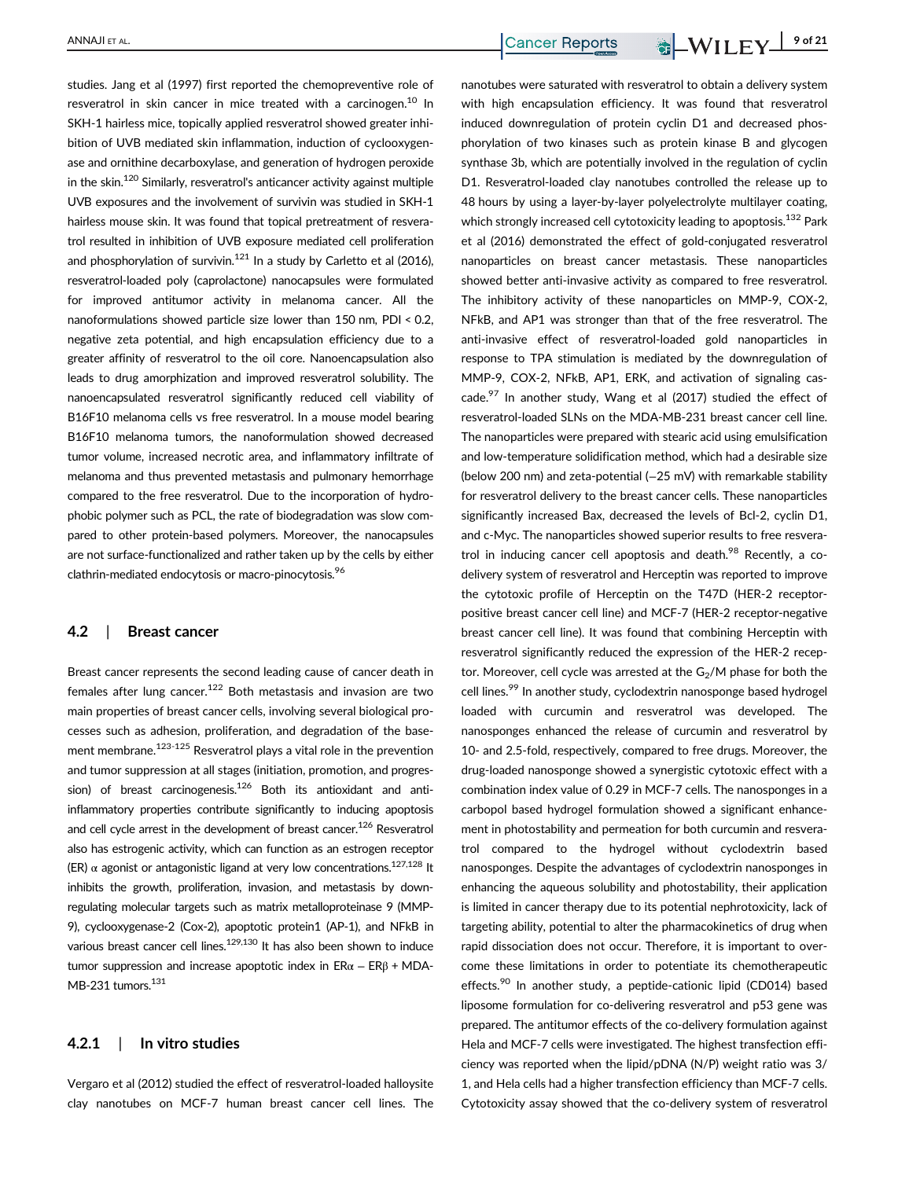studies. Jang et al (1997) first reported the chemopreventive role of resveratrol in skin cancer in mice treated with a carcinogen.[10] In SKH-1 hairless mice, topically applied resveratrol showed greater inhibition of UVB mediated skin inflammation, induction of cyclooxygenase and ornithine decarboxylase, and generation of hydrogen peroxide in the skin.[120] Similarly, resveratrol's anticancer activity against multiple UVB exposures and the involvement of survivin was studied in SKH-1 hairless mouse skin. It was found that topical pretreatment of resveratrol resulted in inhibition of UVB exposure mediated cell proliferation and phosphorylation of survivin.[121] In a study by Carletto et al (2016), resveratrol-loaded poly (caprolactone) nanocapsules were formulated for improved antitumor activity in melanoma cancer. All the nanoformulations showed particle size lower than 150 nm, PDI < 0.2, negative zeta potential, and high encapsulation efficiency due to a greater affinity of resveratrol to the oil core. Nanoencapsulation also leads to drug amorphization and improved resveratrol solubility. The nanoencapsulated resveratrol significantly reduced cell viability of B16F10 melanoma cells vs free resveratrol. In a mouse model bearing B16F10 melanoma tumors, the nanoformulation showed decreased tumor volume, increased necrotic area, and inflammatory infiltrate of melanoma and thus prevented metastasis and pulmonary hemorrhage compared to the free resveratrol. Due to the incorporation of hydrophobic polymer such as PCL, the rate of biodegradation was slow compared to other protein-based polymers. Moreover, the nanocapsules are not surface-functionalized and rather taken up by the cells by either clathrin-mediated endocytosis or macro-pinocytosis.[96]

### 4.2 | Breast cancer

Breast cancer represents the second leading cause of cancer death in females after lung cancer.[122] Both metastasis and invasion are two main properties of breast cancer cells, involving several biological processes such as adhesion, proliferation, and degradation of the basement membrane.[123-125] Resveratrol plays a vital role in the prevention and tumor suppression at all stages (initiation, promotion, and progression) of breast carcinogenesis.[126] Both its antioxidant and anti-inflammatory properties contribute significantly to inducing apoptosis and cell cycle arrest in the development of breast cancer.[126] Resveratrol also has estrogenic activity, which can function as an estrogen receptor (ER) α agonist or antagonistic ligand at very low concentrations.[127,128] It inhibits the growth, proliferation, invasion, and metastasis by downregulating molecular targets such as matrix metalloproteinase 9 (MMP-9), cyclooxygenase-2 (Cox-2), apoptotic protein1 (AP-1), and NFkB in various breast cancer cell lines.[129,130] It has also been shown to induce tumor suppression and increase apoptotic index in ERα − ERβ + MDA-MB-231 tumors.[131]

#### 4.2.1 | In vitro studies

Vergaro et al (2012) studied the effect of resveratrol-loaded halloysite clay nanotubes on MCF-7 human breast cancer cell lines. The nanotubes were saturated with resveratrol to obtain a delivery system with high encapsulation efficiency. It was found that resveratrol induced downregulation of protein cyclin D1 and decreased phosphorylation of two kinases such as protein kinase B and glycogen synthase 3b, which are potentially involved in the regulation of cyclin D1. Resveratrol-loaded clay nanotubes controlled the release up to 48 hours by using a layer-by-layer polyelectrolyte multilayer coating, which strongly increased cell cytotoxicity leading to apoptosis.[132] Park et al (2016) demonstrated the effect of gold-conjugated resveratrol nanoparticles on breast cancer metastasis. These nanoparticles showed better anti-invasive activity as compared to free resveratrol. The inhibitory activity of these nanoparticles on MMP-9, COX-2, NFkB, and AP1 was stronger than that of the free resveratrol. The anti-invasive effect of resveratrol-loaded gold nanoparticles in response to TPA stimulation is mediated by the downregulation of MMP-9, COX-2, NFkB, AP1, ERK, and activation of signaling cascade.[97] In another study, Wang et al (2017) studied the effect of resveratrol-loaded SLNs on the MDA-MB-231 breast cancer cell line. The nanoparticles were prepared with stearic acid using emulsification and low-temperature solidification method, which had a desirable size (below 200 nm) and zeta-potential (−25 mV) with remarkable stability for resveratrol delivery to the breast cancer cells. These nanoparticles significantly increased Bax, decreased the levels of Bcl-2, cyclin D1, and c-Myc. The nanoparticles showed superior results to free resveratrol in inducing cancer cell apoptosis and death.[98] Recently, a co-delivery system of resveratrol and Herceptin was reported to improve the cytotoxic profile of Herceptin on the T47D (HER-2 receptor-positive breast cancer cell line) and MCF-7 (HER-2 receptor-negative breast cancer cell line). It was found that combining Herceptin with resveratrol significantly reduced the expression of the HER-2 receptor. Moreover, cell cycle was arrested at the $G_2$/M phase for both the cell lines.[99] In another study, cyclodextrin nanosponge based hydrogel loaded with curcumin and resveratrol was developed. The nanosponges enhanced the release of curcumin and resveratrol by 10- and 2.5-fold, respectively, compared to free drugs. Moreover, the drug-loaded nanosponge showed a synergistic cytotoxic effect with a combination index value of 0.29 in MCF-7 cells. The nanosponges in a carbopol based hydrogel formulation showed a significant enhancement in photostability and permeation for both curcumin and resveratrol compared to the hydrogel without cyclodextrin based nanosponges. Despite the advantages of cyclodextrin nanosponges in enhancing the aqueous solubility and photostability, their application is limited in cancer therapy due to its potential nephrotoxicity, lack of targeting ability, potential to alter the pharmacokinetics of drug when rapid dissociation does not occur. Therefore, it is important to overcome these limitations in order to potentiate its chemotherapeutic effects.[90] In another study, a peptide-cationic lipid (CD014) based liposome formulation for co-delivering resveratrol and p53 gene was prepared. The antitumor effects of the co-delivery formulation against Hela and MCF-7 cells were investigated. The highest transfection efficiency was reported when the lipid/pDNA (N/P) weight ratio was 3/1, and Hela cells had a higher transfection efficiency than MCF-7 cells. Cytotoxicity assay showed that the co-delivery system of resveratrol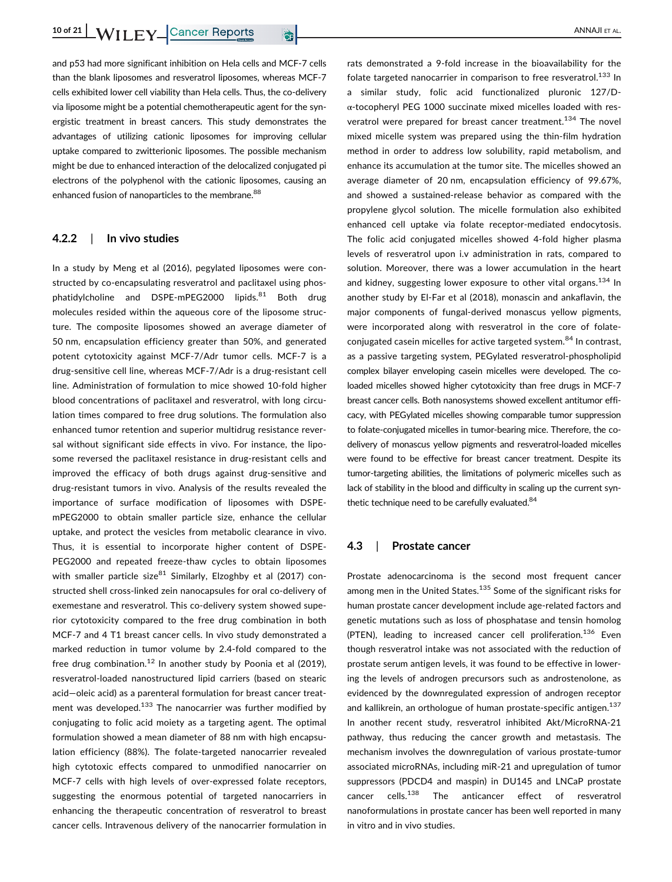and p53 had more significant inhibition on Hela cells and MCF-7 cells than the blank liposomes and resveratrol liposomes, whereas MCF-7 cells exhibited lower cell viability than Hela cells. Thus, the co-delivery via liposome might be a potential chemotherapeutic agent for the synergistic treatment in breast cancers. This study demonstrates the advantages of utilizing cationic liposomes for improving cellular uptake compared to zwitterionic liposomes. The possible mechanism might be due to enhanced interaction of the delocalized conjugated pi electrons of the polyphenol with the cationic liposomes, causing an enhanced fusion of nanoparticles to the membrane.[88]

#### 4.2.2 | In vivo studies

In a study by Meng et al (2016), pegylated liposomes were constructed by co-encapsulating resveratrol and paclitaxel using phosphatidylcholine and DSPE-mPEG2000 lipids.[81] Both drug molecules resided within the aqueous core of the liposome structure. The composite liposomes showed an average diameter of 50 nm, encapsulation efficiency greater than 50%, and generated potent cytotoxicity against MCF-7/Adr tumor cells. MCF-7 is a drug-sensitive cell line, whereas MCF-7/Adr is a drug-resistant cell line. Administration of formulation to mice showed 10-fold higher blood concentrations of paclitaxel and resveratrol, with long circulation times compared to free drug solutions. The formulation also enhanced tumor retention and superior multidrug resistance reversal without significant side effects in vivo. For instance, the liposome reversed the paclitaxel resistance in drug-resistant cells and improved the efficacy of both drugs against drug-sensitive and drug-resistant tumors in vivo. Analysis of the results revealed the importance of surface modification of liposomes with DSPE-mPEG2000 to obtain smaller particle size, enhance the cellular uptake, and protect the vesicles from metabolic clearance in vivo. Thus, it is essential to incorporate higher content of DSPE-PEG2000 and repeated freeze-thaw cycles to obtain liposomes with smaller particle size[81] Similarly, Elzoghby et al (2017) constructed shell cross-linked zein nanocapsules for oral co-delivery of exemestane and resveratrol. This co-delivery system showed superior cytotoxicity compared to the free drug combination in both MCF-7 and 4 T1 breast cancer cells. In vivo study demonstrated a marked reduction in tumor volume by 2.4-fold compared to the free drug combination.[12] In another study by Poonia et al (2019), resveratrol-loaded nanostructured lipid carriers (based on stearic acid—oleic acid) as a parenteral formulation for breast cancer treatment was developed.[133] The nanocarrier was further modified by conjugating to folic acid moiety as a targeting agent. The optimal formulation showed a mean diameter of 88 nm with high encapsulation efficiency (88%). The folate-targeted nanocarrier revealed high cytotoxic effects compared to unmodified nanocarrier on MCF-7 cells with high levels of over-expressed folate receptors, suggesting the enormous potential of targeted nanocarriers in enhancing the therapeutic concentration of resveratrol to breast cancer cells. Intravenous delivery of the nanocarrier formulation in rats demonstrated a 9-fold increase in the bioavailability for the folate targeted nanocarrier in comparison to free resveratrol.[133] In a similar study, folic acid functionalized pluronic 127/D-α-tocopheryl PEG 1000 succinate mixed micelles loaded with resveratrol were prepared for breast cancer treatment.[134] The novel mixed micelle system was prepared using the thin-film hydration method in order to address low solubility, rapid metabolism, and enhance its accumulation at the tumor site. The micelles showed an average diameter of 20 nm, encapsulation efficiency of 99.67%, and showed a sustained-release behavior as compared with the propylene glycol solution. The micelle formulation also exhibited enhanced cell uptake via folate receptor-mediated endocytosis. The folic acid conjugated micelles showed 4-fold higher plasma levels of resveratrol upon i.v administration in rats, compared to solution. Moreover, there was a lower accumulation in the heart and kidney, suggesting lower exposure to other vital organs.[134] In another study by El-Far et al (2018), monascin and ankaflavin, the major components of fungal-derived monascus yellow pigments, were incorporated along with resveratrol in the core of folate-conjugated casein micelles for active targeted system.[84] In contrast, as a passive targeting system, PEGylated resveratrol-phospholipid complex bilayer enveloping casein micelles were developed. The co-loaded micelles showed higher cytotoxicity than free drugs in MCF-7 breast cancer cells. Both nanosystems showed excellent antitumor efficacy, with PEGylated micelles showing comparable tumor suppression to folate-conjugated micelles in tumor-bearing mice. Therefore, the co-delivery of monascus yellow pigments and resveratrol-loaded micelles were found to be effective for breast cancer treatment. Despite its tumor-targeting abilities, the limitations of polymeric micelles such as lack of stability in the blood and difficulty in scaling up the current synthetic technique need to be carefully evaluated.[84]

### 4.3 | Prostate cancer

Prostate adenocarcinoma is the second most frequent cancer among men in the United States.[135] Some of the significant risks for human prostate cancer development include age-related factors and genetic mutations such as loss of phosphatase and tensin homolog (PTEN), leading to increased cancer cell proliferation.[136] Even though resveratrol intake was not associated with the reduction of prostate serum antigen levels, it was found to be effective in lowering the levels of androgen precursors such as androstenolone, as evidenced by the downregulated expression of androgen receptor and kallikrein, an orthologue of human prostate-specific antigen.[137] In another recent study, resveratrol inhibited Akt/MicroRNA-21 pathway, thus reducing the cancer growth and metastasis. The mechanism involves the downregulation of various prostate-tumor associated microRNAs, including miR-21 and upregulation of tumor suppressors (PDCD4 and maspin) in DU145 and LNCaP prostate cancer cells.[138] The anticancer effect of resveratrol nanoformulations in prostate cancer has been well reported in many in vitro and in vivo studies.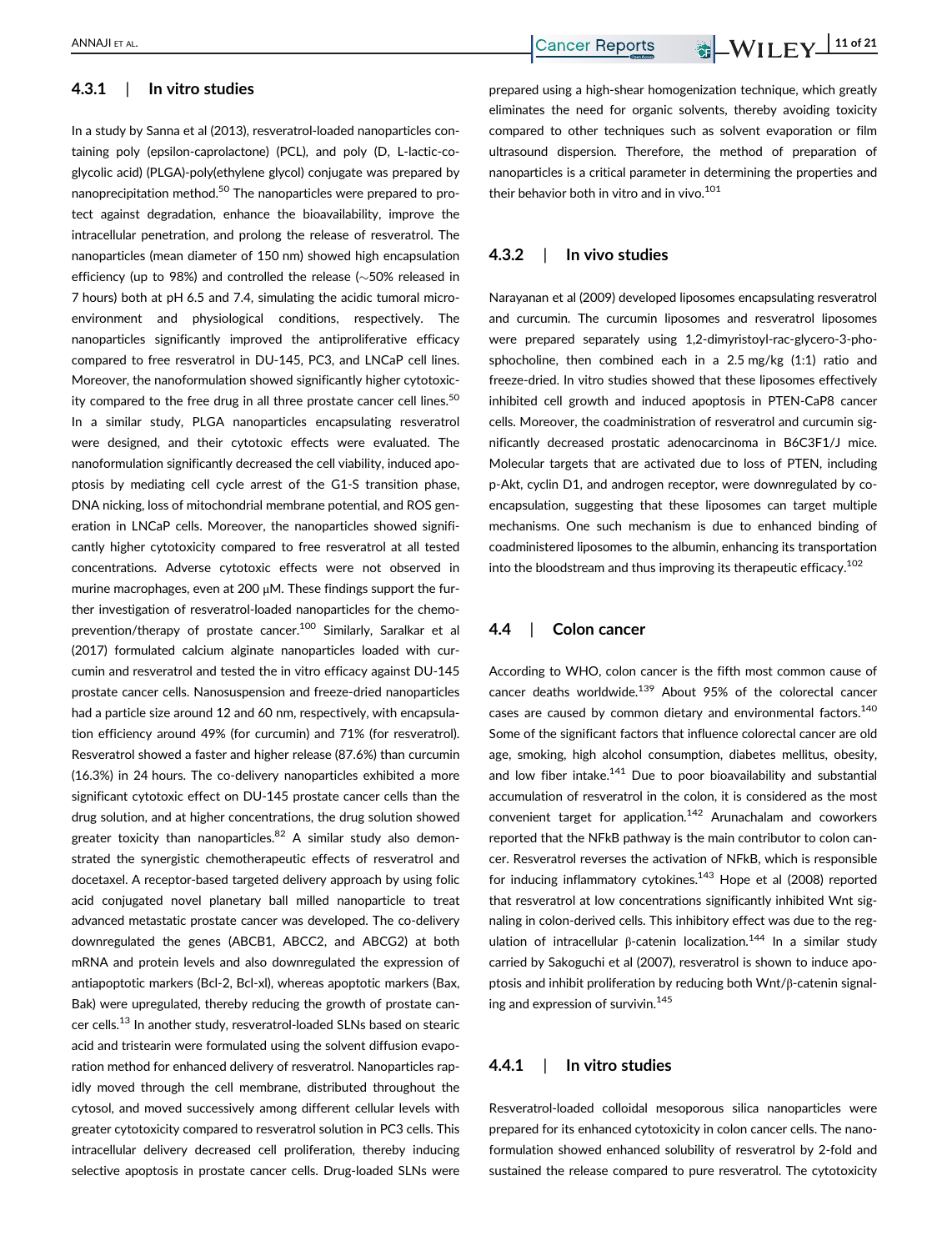### 4.3.1 | In vitro studies

In a study by Sanna et al (2013), resveratrol-loaded nanoparticles containing poly (epsilon-caprolactone) (PCL), and poly (D, L-lactic-co-glycolic acid) (PLGA)-poly(ethylene glycol) conjugate was prepared by nanoprecipitation method.[50] The nanoparticles were prepared to protect against degradation, enhance the bioavailability, improve the intracellular penetration, and prolong the release of resveratrol. The nanoparticles (mean diameter of 150 nm) showed high encapsulation efficiency (up to 98%) and controlled the release (~50% released in 7 hours) both at pH 6.5 and 7.4, simulating the acidic tumoral microenvironment and physiological conditions, respectively. The nanoparticles significantly improved the antiproliferative efficacy compared to free resveratrol in DU-145, PC3, and LNCaP cell lines. Moreover, the nanoformulation showed significantly higher cytotoxicity compared to the free drug in all three prostate cancer cell lines.[50] In a similar study, PLGA nanoparticles encapsulating resveratrol were designed, and their cytotoxic effects were evaluated. The nanoformulation significantly decreased the cell viability, induced apoptosis by mediating cell cycle arrest of the G1-S transition phase, DNA nicking, loss of mitochondrial membrane potential, and ROS generation in LNCaP cells. Moreover, the nanoparticles showed significantly higher cytotoxicity compared to free resveratrol at all tested concentrations. Adverse cytotoxic effects were not observed in murine macrophages, even at 200 μM. These findings support the further investigation of resveratrol-loaded nanoparticles for the chemoprevention/therapy of prostate cancer.[100] Similarly, Saralkar et al (2017) formulated calcium alginate nanoparticles loaded with curcumin and resveratrol and tested the in vitro efficacy against DU-145 prostate cancer cells. Nanosuspension and freeze-dried nanoparticles had a particle size around 12 and 60 nm, respectively, with encapsulation efficiency around 49% (for curcumin) and 71% (for resveratrol). Resveratrol showed a faster and higher release (87.6%) than curcumin (16.3%) in 24 hours. The co-delivery nanoparticles exhibited a more significant cytotoxic effect on DU-145 prostate cancer cells than the drug solution, and at higher concentrations, the drug solution showed greater toxicity than nanoparticles.[82] A similar study also demonstrated the synergistic chemotherapeutic effects of resveratrol and docetaxel. A receptor-based targeted delivery approach by using folic acid conjugated novel planetary ball milled nanoparticle to treat advanced metastatic prostate cancer was developed. The co-delivery downregulated the genes (ABCB1, ABCC2, and ABCG2) at both mRNA and protein levels and also downregulated the expression of antiapoptotic markers (Bcl-2, Bcl-xl), whereas apoptotic markers (Bax, Bak) were upregulated, thereby reducing the growth of prostate cancer cells.[13] In another study, resveratrol-loaded SLNs based on stearic acid and tristearin were formulated using the solvent diffusion evaporation method for enhanced delivery of resveratrol. Nanoparticles rapidly moved through the cell membrane, distributed throughout the cytosol, and moved successively among different cellular levels with greater cytotoxicity compared to resveratrol solution in PC3 cells. This intracellular delivery decreased cell proliferation, thereby inducing selective apoptosis in prostate cancer cells. Drug-loaded SLNs were prepared using a high-shear homogenization technique, which greatly eliminates the need for organic solvents, thereby avoiding toxicity compared to other techniques such as solvent evaporation or film ultrasound dispersion. Therefore, the method of preparation of nanoparticles is a critical parameter in determining the properties and their behavior both in vitro and in vivo.[101]

### 4.3.2 | In vivo studies

Narayanan et al (2009) developed liposomes encapsulating resveratrol and curcumin. The curcumin liposomes and resveratrol liposomes were prepared separately using 1,2-dimyristoyl-rac-glycero-3-phosphocholine, then combined each in a 2.5 mg/kg (1:1) ratio and freeze-dried. In vitro studies showed that these liposomes effectively inhibited cell growth and induced apoptosis in PTEN-CaP8 cancer cells. Moreover, the coadministration of resveratrol and curcumin significantly decreased prostatic adenocarcinoma in B6C3F1/J mice. Molecular targets that are activated due to loss of PTEN, including p-Akt, cyclin D1, and androgen receptor, were downregulated by co-encapsulation, suggesting that these liposomes can target multiple mechanisms. One such mechanism is due to enhanced binding of coadministered liposomes to the albumin, enhancing its transportation into the bloodstream and thus improving its therapeutic efficacy.[102]

## 4.4 | Colon cancer

According to WHO, colon cancer is the fifth most common cause of cancer deaths worldwide.[139] About 95% of the colorectal cancer cases are caused by common dietary and environmental factors.[140] Some of the significant factors that influence colorectal cancer are old age, smoking, high alcohol consumption, diabetes mellitus, obesity, and low fiber intake.[141] Due to poor bioavailability and substantial accumulation of resveratrol in the colon, it is considered as the most convenient target for application.[142] Arunachalam and coworkers reported that the NFkB pathway is the main contributor to colon cancer. Resveratrol reverses the activation of NFkB, which is responsible for inducing inflammatory cytokines.[143] Hope et al (2008) reported that resveratrol at low concentrations significantly inhibited Wnt signaling in colon-derived cells. This inhibitory effect was due to the regulation of intracellular β-catenin localization.[144] In a similar study carried by Sakoguchi et al (2007), resveratrol is shown to induce apoptosis and inhibit proliferation by reducing both Wnt/β-catenin signaling and expression of survivin.[145]

### 4.4.1 | In vitro studies

Resveratrol-loaded colloidal mesoporous silica nanoparticles were prepared for its enhanced cytotoxicity in colon cancer cells. The nanoformulation showed enhanced solubility of resveratrol by 2-fold and sustained the release compared to pure resveratrol. The cytotoxicity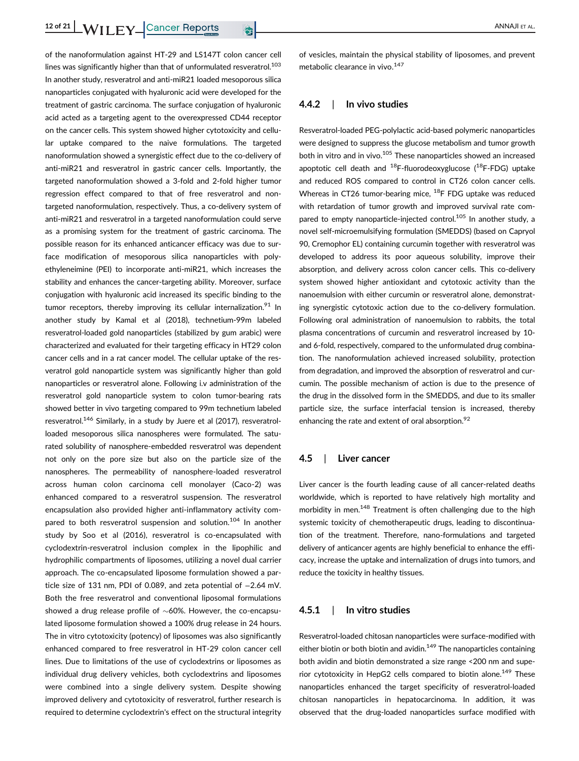of the nanoformulation against HT-29 and LS147T colon cancer cell lines was significantly higher than that of unformulated resveratrol.[103] In another study, resveratrol and anti-miR21 loaded mesoporous silica nanoparticles conjugated with hyaluronic acid were developed for the treatment of gastric carcinoma. The surface conjugation of hyaluronic acid acted as a targeting agent to the overexpressed CD44 receptor on the cancer cells. This system showed higher cytotoxicity and cellular uptake compared to the naive formulations. The targeted nanoformulation showed a synergistic effect due to the co-delivery of anti-miR21 and resveratrol in gastric cancer cells. Importantly, the targeted nanoformulation showed a 3-fold and 2-fold higher tumor regression effect compared to that of free resveratrol and non-targeted nanoformulation, respectively. Thus, a co-delivery system of anti-miR21 and resveratrol in a targeted nanoformulation could serve as a promising system for the treatment of gastric carcinoma. The possible reason for its enhanced anticancer efficacy was due to surface modification of mesoporous silica nanoparticles with polyethyleneimine (PEI) to incorporate anti-miR21, which increases the stability and enhances the cancer-targeting ability. Moreover, surface conjugation with hyaluronic acid increased its specific binding to the tumor receptors, thereby improving its cellular internalization.[91] In another study by Kamal et al (2018), technetium-99m labeled resveratrol-loaded gold nanoparticles (stabilized by gum arabic) were characterized and evaluated for their targeting efficacy in HT29 colon cancer cells and in a rat cancer model. The cellular uptake of the resveratrol gold nanoparticle system was significantly higher than gold nanoparticles or resveratrol alone. Following i.v administration of the resveratrol gold nanoparticle system to colon tumor-bearing rats showed better in vivo targeting compared to 99m technetium labeled resveratrol.[146] Similarly, in a study by Juere et al (2017), resveratrol-loaded mesoporous silica nanospheres were formulated. The saturated solubility of nanosphere-embedded resveratrol was dependent not only on the pore size but also on the particle size of the nanospheres. The permeability of nanosphere-loaded resveratrol across human colon carcinoma cell monolayer (Caco-2) was enhanced compared to a resveratrol suspension. The resveratrol encapsulation also provided higher anti-inflammatory activity compared to both resveratrol suspension and solution.[104] In another study by Soo et al (2016), resveratrol is co-encapsulated with cyclodextrin-resveratrol inclusion complex in the lipophilic and hydrophilic compartments of liposomes, utilizing a novel dual carrier approach. The co-encapsulated liposome formulation showed a particle size of 131 nm, PDI of 0.089, and zeta potential of −2.64 mV. Both the free resveratrol and conventional liposomal formulations showed a drug release profile of ~60%. However, the co-encapsulated liposome formulation showed a 100% drug release in 24 hours. The in vitro cytotoxicity (potency) of liposomes was also significantly enhanced compared to free resveratrol in HT-29 colon cancer cell lines. Due to limitations of the use of cyclodextrins or liposomes as individual drug delivery vehicles, both cyclodextrins and liposomes were combined into a single delivery system. Despite showing improved delivery and cytotoxicity of resveratrol, further research is required to determine cyclodextrin's effect on the structural integrity of vesicles, maintain the physical stability of liposomes, and prevent metabolic clearance in vivo.[147]

### 4.4.2 | In vivo studies

Resveratrol-loaded PEG-polylactic acid-based polymeric nanoparticles were designed to suppress the glucose metabolism and tumor growth both in vitro and in vivo.[105] These nanoparticles showed an increased apoptotic cell death and $^{18}$F-fluorodeoxyglucose ($^{18}$F-FDG) uptake and reduced ROS compared to control in CT26 colon cancer cells. Whereas in CT26 tumor-bearing mice, $^{18}$F FDG uptake was reduced with retardation of tumor growth and improved survival rate compared to empty nanoparticle-injected control.[105] In another study, a novel self-microemulsifying formulation (SMEDDS) (based on Capryol 90, Cremophor EL) containing curcumin together with resveratrol was developed to address its poor aqueous solubility, improve their absorption, and delivery across colon cancer cells. This co-delivery system showed higher antioxidant and cytotoxic activity than the nanoemulsion with either curcumin or resveratrol alone, demonstrating synergistic cytotoxic action due to the co-delivery formulation. Following oral administration of nanoemulsion to rabbits, the total plasma concentrations of curcumin and resveratrol increased by 10- and 6-fold, respectively, compared to the unformulated drug combination. The nanoformulation achieved increased solubility, protection from degradation, and improved the absorption of resveratrol and curcumin. The possible mechanism of action is due to the presence of the drug in the dissolved form in the SMEDDS, and due to its smaller particle size, the surface interfacial tension is increased, thereby enhancing the rate and extent of oral absorption.[92]

## 4.5 | Liver cancer

Liver cancer is the fourth leading cause of all cancer-related deaths worldwide, which is reported to have relatively high mortality and morbidity in men.[148] Treatment is often challenging due to the high systemic toxicity of chemotherapeutic drugs, leading to discontinuation of the treatment. Therefore, nano-formulations and targeted delivery of anticancer agents are highly beneficial to enhance the efficacy, increase the uptake and internalization of drugs into tumors, and reduce the toxicity in healthy tissues.

### 4.5.1 | In vitro studies

Resveratrol-loaded chitosan nanoparticles were surface-modified with either biotin or both biotin and avidin.[149] The nanoparticles containing both avidin and biotin demonstrated a size range <200 nm and superior cytotoxicity in HepG2 cells compared to biotin alone.[149] These nanoparticles enhanced the target specificity of resveratrol-loaded chitosan nanoparticles in hepatocarcinoma. In addition, it was observed that the drug-loaded nanoparticles surface modified with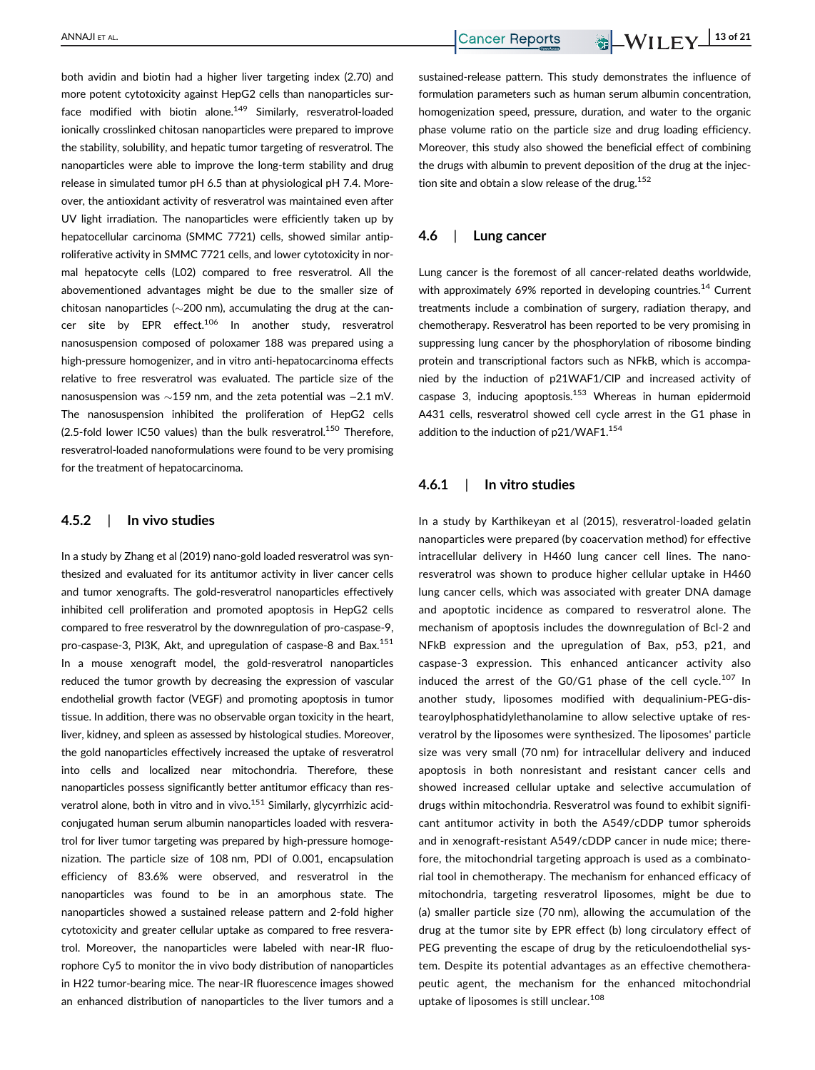both avidin and biotin had a higher liver targeting index (2.70) and more potent cytotoxicity against HepG2 cells than nanoparticles surface modified with biotin alone.[149] Similarly, resveratrol-loaded ionically crosslinked chitosan nanoparticles were prepared to improve the stability, solubility, and hepatic tumor targeting of resveratrol. The nanoparticles were able to improve the long-term stability and drug release in simulated tumor pH 6.5 than at physiological pH 7.4. Moreover, the antioxidant activity of resveratrol was maintained even after UV light irradiation. The nanoparticles were efficiently taken up by hepatocellular carcinoma (SMMC 7721) cells, showed similar antiproliferative activity in SMMC 7721 cells, and lower cytotoxicity in normal hepatocyte cells (L02) compared to free resveratrol. All the abovementioned advantages might be due to the smaller size of chitosan nanoparticles (~200 nm), accumulating the drug at the cancer site by EPR effect.[106] In another study, resveratrol nanosuspension composed of poloxamer 188 was prepared using a high-pressure homogenizer, and in vitro anti-hepatocarcinoma effects relative to free resveratrol was evaluated. The particle size of the nanosuspension was ~159 nm, and the zeta potential was −2.1 mV. The nanosuspension inhibited the proliferation of HepG2 cells (2.5-fold lower IC50 values) than the bulk resveratrol.[150] Therefore, resveratrol-loaded nanoformulations were found to be very promising for the treatment of hepatocarcinoma.

### 4.5.2 | In vivo studies

In a study by Zhang et al (2019) nano-gold loaded resveratrol was synthesized and evaluated for its antitumor activity in liver cancer cells and tumor xenografts. The gold-resveratrol nanoparticles effectively inhibited cell proliferation and promoted apoptosis in HepG2 cells compared to free resveratrol by the downregulation of pro-caspase-9, pro-caspase-3, PI3K, Akt, and upregulation of caspase-8 and Bax.[151] In a mouse xenograft model, the gold-resveratrol nanoparticles reduced the tumor growth by decreasing the expression of vascular endothelial growth factor (VEGF) and promoting apoptosis in tumor tissue. In addition, there was no observable organ toxicity in the heart, liver, kidney, and spleen as assessed by histological studies. Moreover, the gold nanoparticles effectively increased the uptake of resveratrol into cells and localized near mitochondria. Therefore, these nanoparticles possess significantly better antitumor efficacy than resveratrol alone, both in vitro and in vivo.[151] Similarly, glycyrrhizic acid-conjugated human serum albumin nanoparticles loaded with resveratrol for liver tumor targeting was prepared by high-pressure homogenization. The particle size of 108 nm, PDI of 0.001, encapsulation efficiency of 83.6% were observed, and resveratrol in the nanoparticles was found to be in an amorphous state. The nanoparticles showed a sustained release pattern and 2-fold higher cytotoxicity and greater cellular uptake as compared to free resveratrol. Moreover, the nanoparticles were labeled with near-IR fluorophore Cy5 to monitor the in vivo body distribution of nanoparticles in H22 tumor-bearing mice. The near-IR fluorescence images showed an enhanced distribution of nanoparticles to the liver tumors and a sustained-release pattern. This study demonstrates the influence of formulation parameters such as human serum albumin concentration, homogenization speed, pressure, duration, and water to the organic phase volume ratio on the particle size and drug loading efficiency. Moreover, this study also showed the beneficial effect of combining the drugs with albumin to prevent deposition of the drug at the injection site and obtain a slow release of the drug.[152]

## 4.6 | Lung cancer

Lung cancer is the foremost of all cancer-related deaths worldwide, with approximately 69% reported in developing countries.[14] Current treatments include a combination of surgery, radiation therapy, and chemotherapy. Resveratrol has been reported to be very promising in suppressing lung cancer by the phosphorylation of ribosome binding protein and transcriptional factors such as NFkB, which is accompanied by the induction of p21WAF1/CIP and increased activity of caspase 3, inducing apoptosis.[153] Whereas in human epidermoid A431 cells, resveratrol showed cell cycle arrest in the G1 phase in addition to the induction of p21/WAF1.[154]

### 4.6.1 | In vitro studies

In a study by Karthikeyan et al (2015), resveratrol-loaded gelatin nanoparticles were prepared (by coacervation method) for effective intracellular delivery in H460 lung cancer cell lines. The nano-resveratrol was shown to produce higher cellular uptake in H460 lung cancer cells, which was associated with greater DNA damage and apoptotic incidence as compared to resveratrol alone. The mechanism of apoptosis includes the downregulation of Bcl-2 and NFkB expression and the upregulation of Bax, p53, p21, and caspase-3 expression. This enhanced anticancer activity also induced the arrest of the G0/G1 phase of the cell cycle.[107] In another study, liposomes modified with dequalinium-PEG-distearoylphosphatidylethanolamine to allow selective uptake of resveratrol by the liposomes were synthesized. The liposomes' particle size was very small (70 nm) for intracellular delivery and induced apoptosis in both nonresistant and resistant cancer cells and showed increased cellular uptake and selective accumulation of drugs within mitochondria. Resveratrol was found to exhibit significant antitumor activity in both the A549/cDDP tumor spheroids and in xenograft-resistant A549/cDDP cancer in nude mice; therefore, the mitochondrial targeting approach is used as a combinatorial tool in chemotherapy. The mechanism for enhanced efficacy of mitochondria, targeting resveratrol liposomes, might be due to (a) smaller particle size (70 nm), allowing the accumulation of the drug at the tumor site by EPR effect (b) long circulatory effect of PEG preventing the escape of drug by the reticuloendothelial system. Despite its potential advantages as an effective chemotherapeutic agent, the mechanism for the enhanced mitochondrial uptake of liposomes is still unclear.[108]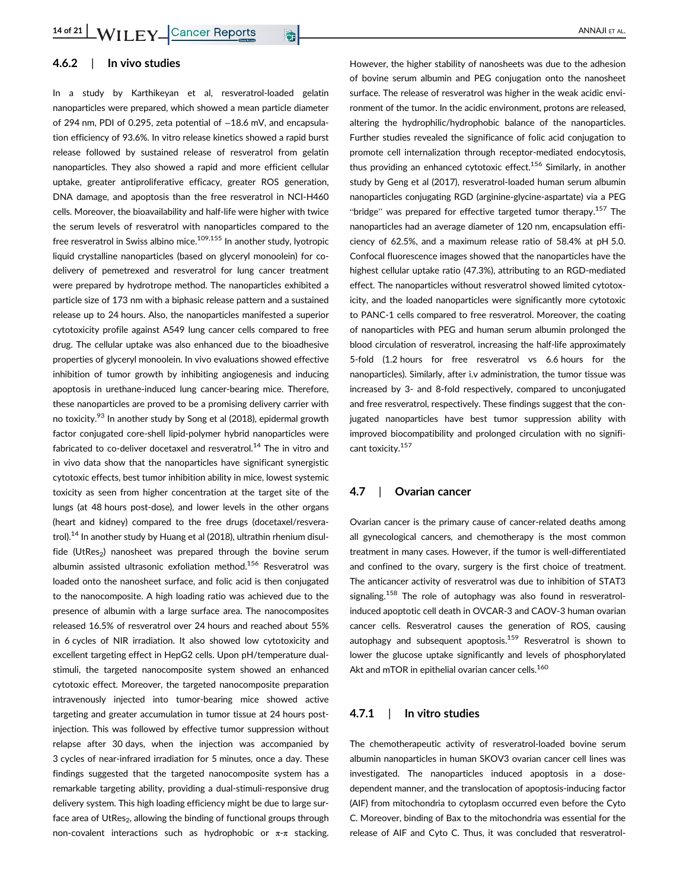#### 4.6.2 | In vivo studies

In a study by Karthikeyan et al, resveratrol-loaded gelatin nanoparticles were prepared, which showed a mean particle diameter of 294 nm, PDI of 0.295, zeta potential of −18.6 mV, and encapsulation efficiency of 93.6%. In vitro release kinetics showed a rapid burst release followed by sustained release of resveratrol from gelatin nanoparticles. They also showed a rapid and more efficient cellular uptake, greater antiproliferative efficacy, greater ROS generation, DNA damage, and apoptosis than the free resveratrol in NCI-H460 cells. Moreover, the bioavailability and half-life were higher with twice the serum levels of resveratrol with nanoparticles compared to the free resveratrol in Swiss albino mice.[109,155] In another study, lyotropic liquid crystalline nanoparticles (based on glyceryl monoolein) for co-delivery of pemetrexed and resveratrol for lung cancer treatment were prepared by hydrotrope method. The nanoparticles exhibited a particle size of 173 nm with a biphasic release pattern and a sustained release up to 24 hours. Also, the nanoparticles manifested a superior cytotoxicity profile against A549 lung cancer cells compared to free drug. The cellular uptake was also enhanced due to the bioadhesive properties of glyceryl monoolein. In vivo evaluations showed effective inhibition of tumor growth by inhibiting angiogenesis and inducing apoptosis in urethane-induced lung cancer-bearing mice. Therefore, these nanoparticles are proved to be a promising delivery carrier with no toxicity.[93] In another study by Song et al (2018), epidermal growth factor conjugated core-shell lipid-polymer hybrid nanoparticles were fabricated to co-deliver docetaxel and resveratrol.[14] The in vitro and in vivo data show that the nanoparticles have significant synergistic cytotoxic effects, best tumor inhibition ability in mice, lowest systemic toxicity as seen from higher concentration at the target site of the lungs (at 48 hours post-dose), and lower levels in the other organs (heart and kidney) compared to the free drugs (docetaxel/resveratrol).[14] In another study by Huang et al (2018), ultrathin rhenium disulfide ($UtRes_2$) nanosheet was prepared through the bovine serum albumin assisted ultrasonic exfoliation method.[156] Resveratrol was loaded onto the nanosheet surface, and folic acid is then conjugated to the nanocomposite. A high loading ratio was achieved due to the presence of albumin with a large surface area. The nanocomposites released 16.5% of resveratrol over 24 hours and reached about 55% in 6 cycles of NIR irradiation. It also showed low cytotoxicity and excellent targeting effect in HepG2 cells. Upon pH/temperature dual-stimuli, the targeted nanocomposite system showed an enhanced cytotoxic effect. Moreover, the targeted nanocomposite preparation intravenously injected into tumor-bearing mice showed active targeting and greater accumulation in tumor tissue at 24 hours post-injection. This was followed by effective tumor suppression without relapse after 30 days, when the injection was accompanied by 3 cycles of near-infrared irradiation for 5 minutes, once a day. These findings suggested that the targeted nanocomposite system has a remarkable targeting ability, providing a dual-stimuli-responsive drug delivery system. This high loading efficiency might be due to large surface area of $UtRes_2$, allowing the binding of functional groups through non-covalent interactions such as hydrophobic or $\pi$-$\pi$ stacking. However, the higher stability of nanosheets was due to the adhesion of bovine serum albumin and PEG conjugation onto the nanosheet surface. The release of resveratrol was higher in the weak acidic environment of the tumor. In the acidic environment, protons are released, altering the hydrophilic/hydrophobic balance of the nanoparticles. Further studies revealed the significance of folic acid conjugation to promote cell internalization through receptor-mediated endocytosis, thus providing an enhanced cytotoxic effect.[156] Similarly, in another study by Geng et al (2017), resveratrol-loaded human serum albumin nanoparticles conjugating RGD (arginine-glycine-aspartate) via a PEG "bridge" was prepared for effective targeted tumor therapy.[157] The nanoparticles had an average diameter of 120 nm, encapsulation efficiency of 62.5%, and a maximum release ratio of 58.4% at pH 5.0. Confocal fluorescence images showed that the nanoparticles have the highest cellular uptake ratio (47.3%), attributing to an RGD-mediated effect. The nanoparticles without resveratrol showed limited cytotoxicity, and the loaded nanoparticles were significantly more cytotoxic to PANC-1 cells compared to free resveratrol. Moreover, the coating of nanoparticles with PEG and human serum albumin prolonged the blood circulation of resveratrol, increasing the half-life approximately 5-fold (1.2 hours for free resveratrol vs 6.6 hours for the nanoparticles). Similarly, after i.v administration, the tumor tissue was increased by 3- and 8-fold respectively, compared to unconjugated and free resveratrol, respectively. These findings suggest that the conjugated nanoparticles have best tumor suppression ability with improved biocompatibility and prolonged circulation with no significant toxicity.[157]

### 4.7 | Ovarian cancer

Ovarian cancer is the primary cause of cancer-related deaths among all gynecological cancers, and chemotherapy is the most common treatment in many cases. However, if the tumor is well-differentiated and confined to the ovary, surgery is the first choice of treatment. The anticancer activity of resveratrol was due to inhibition of STAT3 signaling.[158] The role of autophagy was also found in resveratrol-induced apoptotic cell death in OVCAR-3 and CAOV-3 human ovarian cancer cells. Resveratrol causes the generation of ROS, causing autophagy and subsequent apoptosis.[159] Resveratrol is shown to lower the glucose uptake significantly and levels of phosphorylated Akt and mTOR in epithelial ovarian cancer cells.[160]

#### 4.7.1 | In vitro studies

The chemotherapeutic activity of resveratrol-loaded bovine serum albumin nanoparticles in human SKOV3 ovarian cancer cell lines was investigated. The nanoparticles induced apoptosis in a dose-dependent manner, and the translocation of apoptosis-inducing factor (AIF) from mitochondria to cytoplasm occurred even before the Cyto C. Moreover, binding of Bax to the mitochondria was essential for the release of AIF and Cyto C. Thus, it was concluded that resveratrol-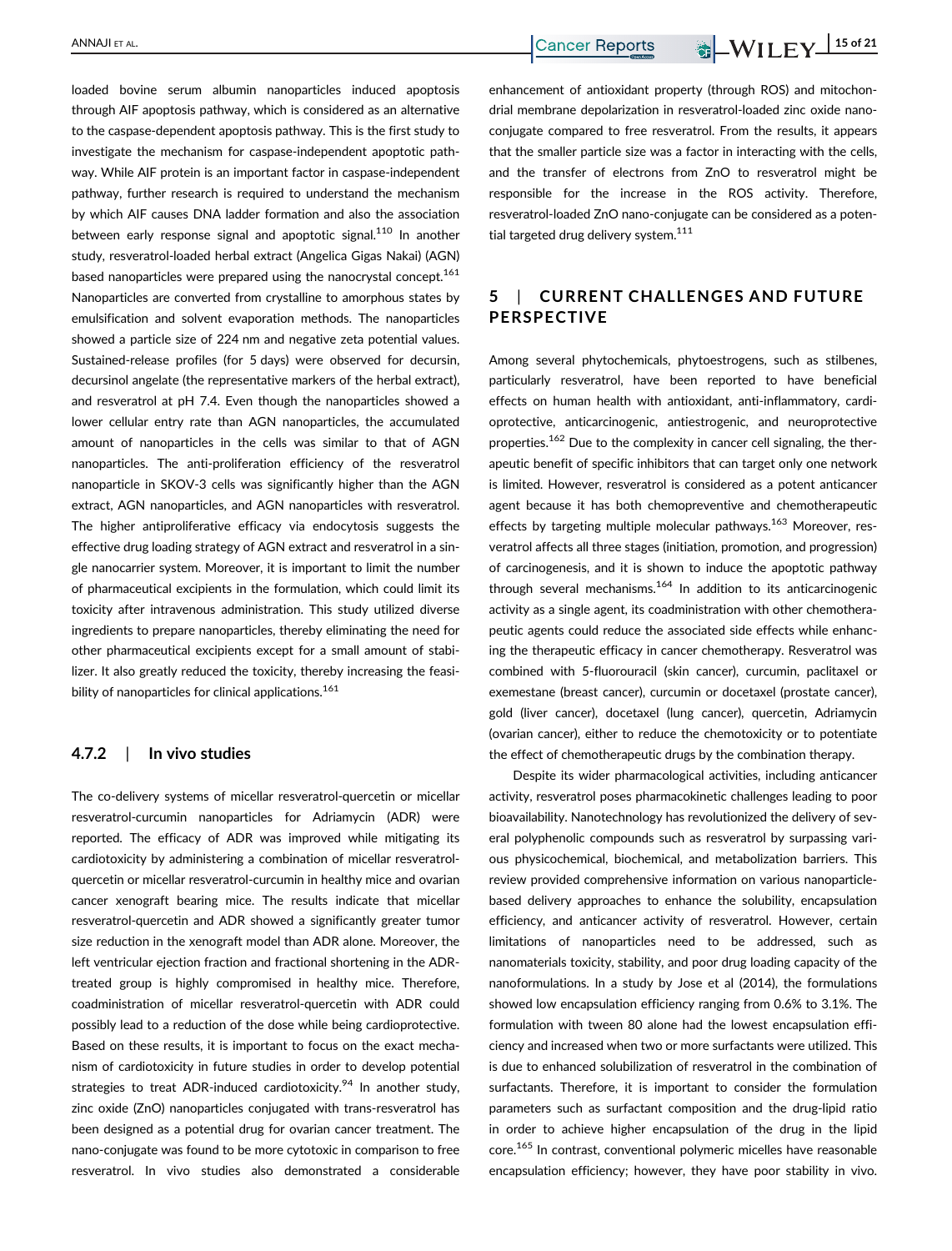loaded bovine serum albumin nanoparticles induced apoptosis through AIF apoptosis pathway, which is considered as an alternative to the caspase-dependent apoptosis pathway. This is the first study to investigate the mechanism for caspase-independent apoptotic pathway. While AIF protein is an important factor in caspase-independent pathway, further research is required to understand the mechanism by which AIF causes DNA ladder formation and also the association between early response signal and apoptotic signal.[110] In another study, resveratrol-loaded herbal extract (Angelica Gigas Nakai) (AGN) based nanoparticles were prepared using the nanocrystal concept.[161] Nanoparticles are converted from crystalline to amorphous states by emulsification and solvent evaporation methods. The nanoparticles showed a particle size of 224 nm and negative zeta potential values. Sustained-release profiles (for 5 days) were observed for decursin, decursinol angelate (the representative markers of the herbal extract), and resveratrol at pH 7.4. Even though the nanoparticles showed a lower cellular entry rate than AGN nanoparticles, the accumulated amount of nanoparticles in the cells was similar to that of AGN nanoparticles. The anti-proliferation efficiency of the resveratrol nanoparticle in SKOV-3 cells was significantly higher than the AGN extract, AGN nanoparticles, and AGN nanoparticles with resveratrol. The higher antiproliferative efficacy via endocytosis suggests the effective drug loading strategy of AGN extract and resveratrol in a single nanocarrier system. Moreover, it is important to limit the number of pharmaceutical excipients in the formulation, which could limit its toxicity after intravenous administration. This study utilized diverse ingredients to prepare nanoparticles, thereby eliminating the need for other pharmaceutical excipients except for a small amount of stabilizer. It also greatly reduced the toxicity, thereby increasing the feasibility of nanoparticles for clinical applications.[161]

### 4.7.2 | In vivo studies

The co-delivery systems of micellar resveratrol-quercetin or micellar resveratrol-curcumin nanoparticles for Adriamycin (ADR) were reported. The efficacy of ADR was improved while mitigating its cardiotoxicity by administering a combination of micellar resveratrol-quercetin or micellar resveratrol-curcumin in healthy mice and ovarian cancer xenograft bearing mice. The results indicate that micellar resveratrol-quercetin and ADR showed a significantly greater tumor size reduction in the xenograft model than ADR alone. Moreover, the left ventricular ejection fraction and fractional shortening in the ADR-treated group is highly compromised in healthy mice. Therefore, coadministration of micellar resveratrol-quercetin with ADR could possibly lead to a reduction of the dose while being cardioprotective. Based on these results, it is important to focus on the exact mechanism of cardiotoxicity in future studies in order to develop potential strategies to treat ADR-induced cardiotoxicity.[94] In another study, zinc oxide (ZnO) nanoparticles conjugated with trans-resveratrol has been designed as a potential drug for ovarian cancer treatment. The nano-conjugate was found to be more cytotoxic in comparison to free resveratrol. In vivo studies also demonstrated a considerable enhancement of antioxidant property (through ROS) and mitochondrial membrane depolarization in resveratrol-loaded zinc oxide nanoconjugate compared to free resveratrol. From the results, it appears that the smaller particle size was a factor in interacting with the cells, and the transfer of electrons from ZnO to resveratrol might be responsible for the increase in the ROS activity. Therefore, resveratrol-loaded ZnO nano-conjugate can be considered as a potential targeted drug delivery system.[111]

## 5 | CURRENT CHALLENGES AND FUTURE PERSPECTIVE

Among several phytochemicals, phytoestrogens, such as stilbenes, particularly resveratrol, have been reported to have beneficial effects on human health with antioxidant, anti-inflammatory, cardioprotective, anticarcinogenic, antiestrogenic, and neuroprotective properties.[162] Due to the complexity in cancer cell signaling, the therapeutic benefit of specific inhibitors that can target only one network is limited. However, resveratrol is considered as a potent anticancer agent because it has both chemopreventive and chemotherapeutic effects by targeting multiple molecular pathways.[163] Moreover, resveratrol affects all three stages (initiation, promotion, and progression) of carcinogenesis, and it is shown to induce the apoptotic pathway through several mechanisms.[164] In addition to its anticarcinogenic activity as a single agent, its coadministration with other chemotherapeutic agents could reduce the associated side effects while enhancing the therapeutic efficacy in cancer chemotherapy. Resveratrol was combined with 5-fluorouracil (skin cancer), curcumin, paclitaxel or exemestane (breast cancer), curcumin or docetaxel (prostate cancer), gold (liver cancer), docetaxel (lung cancer), quercetin, Adriamycin (ovarian cancer), either to reduce the chemotoxicity or to potentiate the effect of chemotherapeutic drugs by the combination therapy.

Despite its wider pharmacological activities, including anticancer activity, resveratrol poses pharmacokinetic challenges leading to poor bioavailability. Nanotechnology has revolutionized the delivery of several polyphenolic compounds such as resveratrol by surpassing various physicochemical, biochemical, and metabolization barriers. This review provided comprehensive information on various nanoparticle-based delivery approaches to enhance the solubility, encapsulation efficiency, and anticancer activity of resveratrol. However, certain limitations of nanoparticles need to be addressed, such as nanomaterials toxicity, stability, and poor drug loading capacity of the nanoformulations. In a study by Jose et al (2014), the formulations showed low encapsulation efficiency ranging from 0.6% to 3.1%. The formulation with tween 80 alone had the lowest encapsulation efficiency and increased when two or more surfactants were utilized. This is due to enhanced solubilization of resveratrol in the combination of surfactants. Therefore, it is important to consider the formulation parameters such as surfactant composition and the drug-lipid ratio in order to achieve higher encapsulation of the drug in the lipid core.[165] In contrast, conventional polymeric micelles have reasonable encapsulation efficiency; however, they have poor stability in vivo.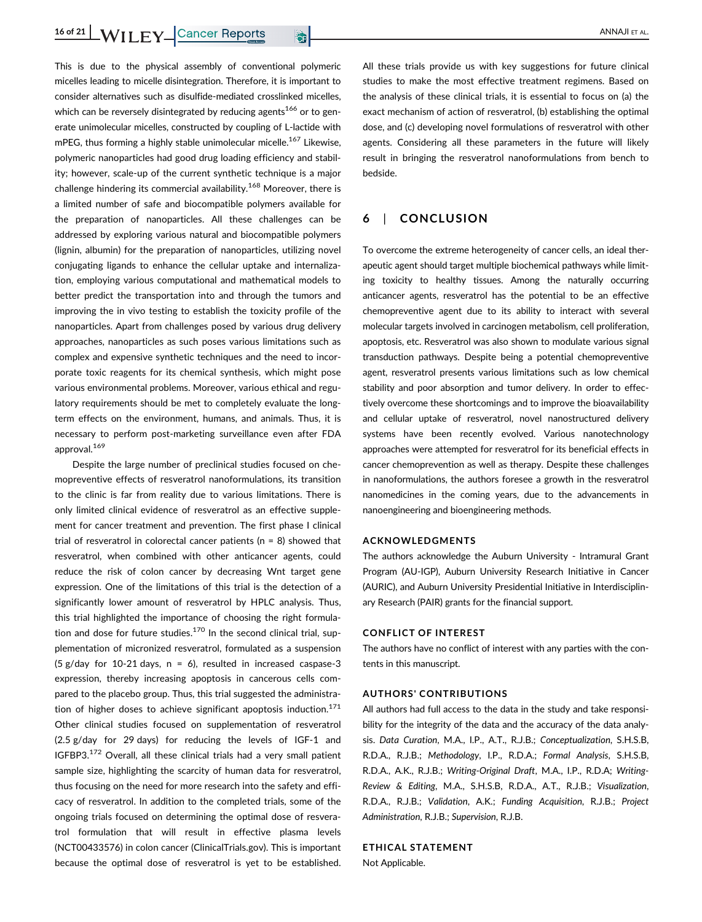This is due to the physical assembly of conventional polymeric micelles leading to micelle disintegration. Therefore, it is important to consider alternatives such as disulfide-mediated crosslinked micelles, which can be reversely disintegrated by reducing agents[166] or to generate unimolecular micelles, constructed by coupling of L-lactide with mPEG, thus forming a highly stable unimolecular micelle.[167] Likewise, polymeric nanoparticles had good drug loading efficiency and stability; however, scale-up of the current synthetic technique is a major challenge hindering its commercial availability.[168] Moreover, there is a limited number of safe and biocompatible polymers available for the preparation of nanoparticles. All these challenges can be addressed by exploring various natural and biocompatible polymers (lignin, albumin) for the preparation of nanoparticles, utilizing novel conjugating ligands to enhance the cellular uptake and internalization, employing various computational and mathematical models to better predict the transportation into and through the tumors and improving the in vivo testing to establish the toxicity profile of the nanoparticles. Apart from challenges posed by various drug delivery approaches, nanoparticles as such poses various limitations such as complex and expensive synthetic techniques and the need to incorporate toxic reagents for its chemical synthesis, which might pose various environmental problems. Moreover, various ethical and regulatory requirements should be met to completely evaluate the long-term effects on the environment, humans, and animals. Thus, it is necessary to perform post-marketing surveillance even after FDA approval.[169]

Despite the large number of preclinical studies focused on chemopreventive effects of resveratrol nanoformulations, its transition to the clinic is far from reality due to various limitations. There is only limited clinical evidence of resveratrol as an effective supplement for cancer treatment and prevention. The first phase I clinical trial of resveratrol in colorectal cancer patients (n = 8) showed that resveratrol, when combined with other anticancer agents, could reduce the risk of colon cancer by decreasing Wnt target gene expression. One of the limitations of this trial is the detection of a significantly lower amount of resveratrol by HPLC analysis. Thus, this trial highlighted the importance of choosing the right formulation and dose for future studies.[170] In the second clinical trial, supplementation of micronized resveratrol, formulated as a suspension (5 g/day for 10-21 days, n = 6), resulted in increased caspase-3 expression, thereby increasing apoptosis in cancerous cells compared to the placebo group. Thus, this trial suggested the administration of higher doses to achieve significant apoptosis induction.[171] Other clinical studies focused on supplementation of resveratrol (2.5 g/day for 29 days) for reducing the levels of IGF-1 and IGFBP3.[172] Overall, all these clinical trials had a very small patient sample size, highlighting the scarcity of human data for resveratrol, thus focusing on the need for more research into the safety and efficacy of resveratrol. In addition to the completed trials, some of the ongoing trials focused on determining the optimal dose of resveratrol formulation that will result in effective plasma levels (NCT00433576) in colon cancer (ClinicalTrials.gov). This is important because the optimal dose of resveratrol is yet to be established. All these trials provide us with key suggestions for future clinical studies to make the most effective treatment regimens. Based on the analysis of these clinical trials, it is essential to focus on (a) the exact mechanism of action of resveratrol, (b) establishing the optimal dose, and (c) developing novel formulations of resveratrol with other agents. Considering all these parameters in the future will likely result in bringing the resveratrol nanoformulations from bench to bedside.

## 6 | CONCLUSION

To overcome the extreme heterogeneity of cancer cells, an ideal therapeutic agent should target multiple biochemical pathways while limiting toxicity to healthy tissues. Among the naturally occurring anticancer agents, resveratrol has the potential to be an effective chemopreventive agent due to its ability to interact with several molecular targets involved in carcinogen metabolism, cell proliferation, apoptosis, etc. Resveratrol was also shown to modulate various signal transduction pathways. Despite being a potential chemopreventive agent, resveratrol presents various limitations such as low chemical stability and poor absorption and tumor delivery. In order to effectively overcome these shortcomings and to improve the bioavailability and cellular uptake of resveratrol, novel nanostructured delivery systems have been recently evolved. Various nanotechnology approaches were attempted for resveratrol for its beneficial effects in cancer chemoprevention as well as therapy. Despite these challenges in nanoformulations, the authors foresee a growth in the resveratrol nanomedicines in the coming years, due to the advancements in nanoengineering and bioengineering methods.

### ACKNOWLEDGMENTS

The authors acknowledge the Auburn University - Intramural Grant Program (AU-IGP), Auburn University Research Initiative in Cancer (AURIC), and Auburn University Presidential Initiative in Interdisciplinary Research (PAIR) grants for the financial support.

### CONFLICT OF INTEREST

The authors have no conflict of interest with any parties with the contents in this manuscript.

### AUTHORS' CONTRIBUTIONS

All authors had full access to the data in the study and take responsibility for the integrity of the data and the accuracy of the data analysis. *Data Curation*, M.A., I.P., A.T., R.J.B.; *Conceptualization*, S.H.S.B, R.D.A., R.J.B.; *Methodology*, I.P., R.D.A.; *Formal Analysis*, S.H.S.B, R.D.A., A.K., R.J.B.; *Writing-Original Draft*, M.A., I.P., R.D.A; *Writing-Review & Editing*, M.A., S.H.S.B, R.D.A., A.T., R.J.B.; *Visualization*, R.D.A., R.J.B.; *Validation*, A.K.; *Funding Acquisition*, R.J.B.; *Project Administration*, R.J.B.; *Supervision*, R.J.B.

### ETHICAL STATEMENT

Not Applicable.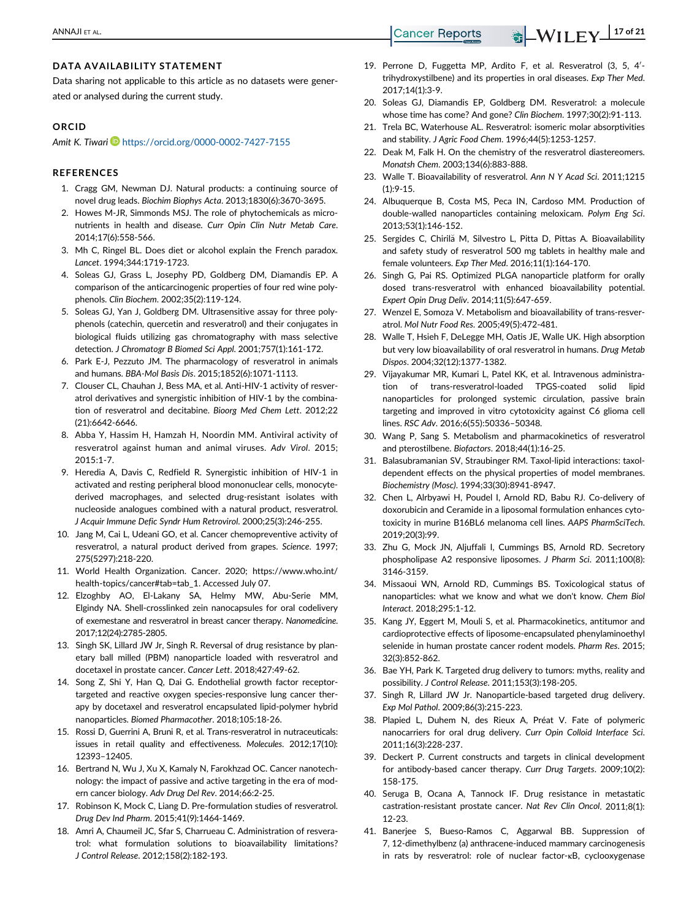## DATA AVAILABILITY STATEMENT

Data sharing not applicable to this article as no datasets were generated or analysed during the current study.

## ORCID

*Amit K. Tiwari* https://orcid.org/0000-0002-7427-7155

## REFERENCES

1. Cragg GM, Newman DJ. Natural products: a continuing source of novel drug leads. *Biochim Biophys Acta*. 2013;1830(6):3670-3695.
2. Howes M-JR, Simmonds MSJ. The role of phytochemicals as micronutrients in health and disease. *Curr Opin Clin Nutr Metab Care*. 2014;17(6):558-566.
3. Mh C, Ringel BL. Does diet or alcohol explain the French paradox. *Lancet*. 1994;344:1719-1723.
4. Soleas GJ, Grass L, Josephy PD, Goldberg DM, Diamandis EP. A comparison of the anticarcinogenic properties of four red wine polyphenols. *Clin Biochem*. 2002;35(2):119-124.
5. Soleas GJ, Yan J, Goldberg DM. Ultrasensitive assay for three polyphenols (catechin, quercetin and resveratrol) and their conjugates in biological fluids utilizing gas chromatography with mass selective detection. *J Chromatogr B Biomed Sci Appl*. 2001;757(1):161-172.
6. Park E-J, Pezzuto JM. The pharmacology of resveratrol in animals and humans. *BBA-Mol Basis Dis*. 2015;1852(6):1071-1113.
7. Clouser CL, Chauhan J, Bess MA, et al. Anti-HIV-1 activity of resveratrol derivatives and synergistic inhibition of HIV-1 by the combination of resveratrol and decitabine. *Bioorg Med Chem Lett*. 2012;22(21):6642-6646.
8. Abba Y, Hassim H, Hamzah H, Noordin MM. Antiviral activity of resveratrol against human and animal viruses. *Adv Virol*. 2015;2015:1-7.
9. Heredia A, Davis C, Redfield R. Synergistic inhibition of HIV-1 in activated and resting peripheral blood mononuclear cells, monocyte-derived macrophages, and selected drug-resistant isolates with nucleoside analogues combined with a natural product, resveratrol. *J Acquir Immune Defic Syndr Hum Retrovirol*. 2000;25(3):246-255.
10. Jang M, Cai L, Udeani GO, et al. Cancer chemopreventive activity of resveratrol, a natural product derived from grapes. *Science*. 1997;275(5297):218-220.
11. World Health Organization. Cancer. 2020; https://www.who.int/health-topics/cancer#tab=tab_1. Accessed July 07.
12. Elzoghby AO, El-Lakany SA, Helmy MW, Abu-Serie MM, Elgindy NA. Shell-crosslinked zein nanocapsules for oral codelivery of exemestane and resveratrol in breast cancer therapy. *Nanomedicine*. 2017;12(24):2785-2805.
13. Singh SK, Lillard JW Jr, Singh R. Reversal of drug resistance by planetary ball milled (PBM) nanoparticle loaded with resveratrol and docetaxel in prostate cancer. *Cancer Lett*. 2018;427:49-62.
14. Song Z, Shi Y, Han Q, Dai G. Endothelial growth factor receptor-targeted and reactive oxygen species-responsive lung cancer therapy by docetaxel and resveratrol encapsulated lipid-polymer hybrid nanoparticles. *Biomed Pharmacother*. 2018;105:18-26.
15. Rossi D, Guerrini A, Bruni R, et al. Trans-resveratrol in nutraceuticals: issues in retail quality and effectiveness. *Molecules*. 2012;17(10):12393–12405.
16. Bertrand N, Wu J, Xu X, Kamaly N, Farokhzad OC. Cancer nanotechnology: the impact of passive and active targeting in the era of modern cancer biology. *Adv Drug Del Rev*. 2014;66:2-25.
17. Robinson K, Mock C, Liang D. Pre-formulation studies of resveratrol. *Drug Dev Ind Pharm*. 2015;41(9):1464-1469.
18. Amri A, Chaumeil JC, Sfar S, Charrueau C. Administration of resveratrol: what formulation solutions to bioavailability limitations? *J Control Release*. 2012;158(2):182-193.
19. Perrone D, Fuggetta MP, Ardito F, et al. Resveratrol (3, 5, 4′-trihydroxystilbene) and its properties in oral diseases. *Exp Ther Med*. 2017;14(1):3-9.
20. Soleas GJ, Diamandis EP, Goldberg DM. Resveratrol: a molecule whose time has come? And gone? *Clin Biochem*. 1997;30(2):91-113.
21. Trela BC, Waterhouse AL. Resveratrol: isomeric molar absorptivities and stability. *J Agric Food Chem*. 1996;44(5):1253-1257.
22. Deak M, Falk H. On the chemistry of the resveratrol diastereomers. *Monatsh Chem*. 2003;134(6):883-888.
23. Walle T. Bioavailability of resveratrol. *Ann N Y Acad Sci*. 2011;1215(1):9-15.
24. Albuquerque B, Costa MS, Peca IN, Cardoso MM. Production of double-walled nanoparticles containing meloxicam. *Polym Eng Sci*. 2013;53(1):146-152.
25. Sergides C, Chirilă M, Silvestro L, Pitta D, Pittas A. Bioavailability and safety study of resveratrol 500 mg tablets in healthy male and female volunteers. *Exp Ther Med*. 2016;11(1):164-170.
26. Singh G, Pai RS. Optimized PLGA nanoparticle platform for orally dosed trans-resveratrol with enhanced bioavailability potential. *Expert Opin Drug Deliv*. 2014;11(5):647-659.
27. Wenzel E, Somoza V. Metabolism and bioavailability of trans-resveratrol. *Mol Nutr Food Res*. 2005;49(5):472-481.
28. Walle T, Hsieh F, DeLegge MH, Oatis JE, Walle UK. High absorption but very low bioavailability of oral resveratrol in humans. *Drug Metab Dispos*. 2004;32(12):1377-1382.
29. Vijayakumar MR, Kumari L, Patel KK, et al. Intravenous administration of trans-resveratrol-loaded TPGS-coated solid lipid nanoparticles for prolonged systemic circulation, passive brain targeting and improved in vitro cytotoxicity against C6 glioma cell lines. *RSC Adv*. 2016;6(55):50336–50348.
30. Wang P, Sang S. Metabolism and pharmacokinetics of resveratrol and pterostilbene. *Biofactors*. 2018;44(1):16-25.
31. Balasubramanian SV, Straubinger RM. Taxol-lipid interactions: taxol-dependent effects on the physical properties of model membranes. *Biochemistry (Mosc)*. 1994;33(30):8941-8947.
32. Chen L, Alrbyawi H, Poudel I, Arnold RD, Babu RJ. Co-delivery of doxorubicin and Ceramide in a liposomal formulation enhances cytotoxicity in murine B16BL6 melanoma cell lines. *AAPS PharmSciTech*. 2019;20(3):99.
33. Zhu G, Mock JN, Aljuffali I, Cummings BS, Arnold RD. Secretory phospholipase A2 responsive liposomes. *J Pharm Sci*. 2011;100(8):3146-3159.
34. Missaoui WN, Arnold RD, Cummings BS. Toxicological status of nanoparticles: what we know and what we don't know. *Chem Biol Interact*. 2018;295:1-12.
35. Kang JY, Eggert M, Mouli S, et al. Pharmacokinetics, antitumor and cardioprotective effects of liposome-encapsulated phenylaminoethyl selenide in human prostate cancer rodent models. *Pharm Res*. 2015;32(3):852-862.
36. Bae YH, Park K. Targeted drug delivery to tumors: myths, reality and possibility. *J Control Release*. 2011;153(3):198-205.
37. Singh R, Lillard JW Jr. Nanoparticle-based targeted drug delivery. *Exp Mol Pathol*. 2009;86(3):215-223.
38. Plapied L, Duhem N, des Rieux A, Préat V. Fate of polymeric nanocarriers for oral drug delivery. *Curr Opin Colloid Interface Sci*. 2011;16(3):228-237.
39. Deckert P. Current constructs and targets in clinical development for antibody-based cancer therapy. *Curr Drug Targets*. 2009;10(2):158-175.
40. Seruga B, Ocana A, Tannock IF. Drug resistance in metastatic castration-resistant prostate cancer. *Nat Rev Clin Oncol*. 2011;8(1):12-23.
41. Banerjee S, Bueso-Ramos C, Aggarwal BB. Suppression of 7, 12-dimethylbenz (a) anthracene-induced mammary carcinogenesis in rats by resveratrol: role of nuclear factor-κB, cyclooxygenase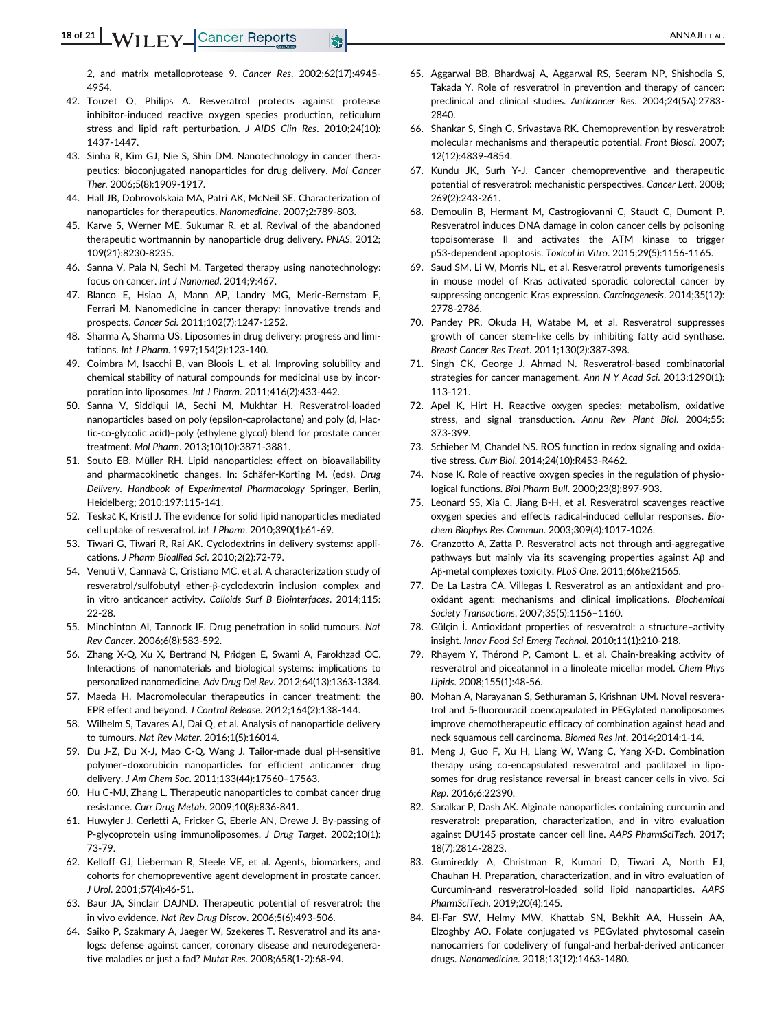2, and matrix metalloprotease 9. *Cancer Res*. 2002;62(17):4945-4954.

42. Touzet O, Philips A. Resveratrol protects against protease inhibitor-induced reactive oxygen species production, reticulum stress and lipid raft perturbation. *J AIDS Clin Res*. 2010;24(10):1437-1447.
43. Sinha R, Kim GJ, Nie S, Shin DM. Nanotechnology in cancer therapeutics: bioconjugated nanoparticles for drug delivery. *Mol Cancer Ther*. 2006;5(8):1909-1917.
44. Hall JB, Dobrovolskaia MA, Patri AK, McNeil SE. Characterization of nanoparticles for therapeutics. *Nanomedicine*. 2007;2:789-803.
45. Karve S, Werner ME, Sukumar R, et al. Revival of the abandoned therapeutic wortmannin by nanoparticle drug delivery. *PNAS*. 2012;109(21):8230-8235.
46. Sanna V, Pala N, Sechi M. Targeted therapy using nanotechnology: focus on cancer. *Int J Nanomed*. 2014;9:467.
47. Blanco E, Hsiao A, Mann AP, Landry MG, Meric-Bernstam F, Ferrari M. Nanomedicine in cancer therapy: innovative trends and prospects. *Cancer Sci*. 2011;102(7):1247-1252.
48. Sharma A, Sharma US. Liposomes in drug delivery: progress and limitations. *Int J Pharm*. 1997;154(2):123-140.
49. Coimbra M, Isacchi B, van Bloois L, et al. Improving solubility and chemical stability of natural compounds for medicinal use by incorporation into liposomes. *Int J Pharm*. 2011;416(2):433-442.
50. Sanna V, Siddiqui IA, Sechi M, Mukhtar H. Resveratrol-loaded nanoparticles based on poly (epsilon-caprolactone) and poly (d, l-lactic-co-glycolic acid)–poly (ethylene glycol) blend for prostate cancer treatment. *Mol Pharm*. 2013;10(10):3871-3881.
51. Souto EB, Müller RH. Lipid nanoparticles: effect on bioavailability and pharmacokinetic changes. In: Schäfer-Korting M. (eds). *Drug Delivery. Handbook of Experimental Pharmacology* Springer, Berlin, Heidelberg; 2010;197:115-141.
52. Teskač K, Kristl J. The evidence for solid lipid nanoparticles mediated cell uptake of resveratrol. *Int J Pharm*. 2010;390(1):61-69.
53. Tiwari G, Tiwari R, Rai AK. Cyclodextrins in delivery systems: applications. *J Pharm Bioallied Sci*. 2010;2(2):72-79.
54. Venuti V, Cannavà C, Cristiano MC, et al. A characterization study of resveratrol/sulfobutyl ether-β-cyclodextrin inclusion complex and in vitro anticancer activity. *Colloids Surf B Biointerfaces*. 2014;115:22-28.
55. Minchinton AI, Tannock IF. Drug penetration in solid tumours. *Nat Rev Cancer*. 2006;6(8):583-592.
56. Zhang X-Q, Xu X, Bertrand N, Pridgen E, Swami A, Farokhzad OC. Interactions of nanomaterials and biological systems: implications to personalized nanomedicine. *Adv Drug Del Rev*. 2012;64(13):1363-1384.
57. Maeda H. Macromolecular therapeutics in cancer treatment: the EPR effect and beyond. *J Control Release*. 2012;164(2):138-144.
58. Wilhelm S, Tavares AJ, Dai Q, et al. Analysis of nanoparticle delivery to tumours. *Nat Rev Mater*. 2016;1(5):16014.
59. Du J-Z, Du X-J, Mao C-Q, Wang J. Tailor-made dual pH-sensitive polymer–doxorubicin nanoparticles for efficient anticancer drug delivery. *J Am Chem Soc*. 2011;133(44):17560–17563.
60. Hu C-MJ, Zhang L. Therapeutic nanoparticles to combat cancer drug resistance. *Curr Drug Metab*. 2009;10(8):836-841.
61. Huwyler J, Cerletti A, Fricker G, Eberle AN, Drewe J. By-passing of P-glycoprotein using immunoliposomes. *J Drug Target*. 2002;10(1):73-79.
62. Kelloff GJ, Lieberman R, Steele VE, et al. Agents, biomarkers, and cohorts for chemopreventive agent development in prostate cancer. *J Urol*. 2001;57(4):46-51.
63. Baur JA, Sinclair DAJND. Therapeutic potential of resveratrol: the in vivo evidence. *Nat Rev Drug Discov*. 2006;5(6):493-506.
64. Saiko P, Szakmary A, Jaeger W, Szekeres T. Resveratrol and its analogs: defense against cancer, coronary disease and neurodegenerative maladies or just a fad? *Mutat Res*. 2008;658(1-2):68-94.
65. Aggarwal BB, Bhardwaj A, Aggarwal RS, Seeram NP, Shishodia S, Takada Y. Role of resveratrol in prevention and therapy of cancer: preclinical and clinical studies. *Anticancer Res*. 2004;24(5A):2783-2840.
66. Shankar S, Singh G, Srivastava RK. Chemoprevention by resveratrol: molecular mechanisms and therapeutic potential. *Front Biosci*. 2007;12(12):4839-4854.
67. Kundu JK, Surh Y-J. Cancer chemopreventive and therapeutic potential of resveratrol: mechanistic perspectives. *Cancer Lett*. 2008;269(2):243-261.
68. Demoulin B, Hermant M, Castrogiovanni C, Staudt C, Dumont P. Resveratrol induces DNA damage in colon cancer cells by poisoning topoisomerase II and activates the ATM kinase to trigger p53-dependent apoptosis. *Toxicol in Vitro*. 2015;29(5):1156-1165.
69. Saud SM, Li W, Morris NL, et al. Resveratrol prevents tumorigenesis in mouse model of Kras activated sporadic colorectal cancer by suppressing oncogenic Kras expression. *Carcinogenesis*. 2014;35(12):2778-2786.
70. Pandey PR, Okuda H, Watabe M, et al. Resveratrol suppresses growth of cancer stem-like cells by inhibiting fatty acid synthase. *Breast Cancer Res Treat*. 2011;130(2):387-398.
71. Singh CK, George J, Ahmad N. Resveratrol-based combinatorial strategies for cancer management. *Ann N Y Acad Sci*. 2013;1290(1):113-121.
72. Apel K, Hirt H. Reactive oxygen species: metabolism, oxidative stress, and signal transduction. *Annu Rev Plant Biol*. 2004;55:373-399.
73. Schieber M, Chandel NS. ROS function in redox signaling and oxidative stress. *Curr Biol*. 2014;24(10):R453-R462.
74. Nose K. Role of reactive oxygen species in the regulation of physiological functions. *Biol Pharm Bull*. 2000;23(8):897-903.
75. Leonard SS, Xia C, Jiang B-H, et al. Resveratrol scavenges reactive oxygen species and effects radical-induced cellular responses. *Biochem Biophys Res Commun*. 2003;309(4):1017-1026.
76. Granzotto A, Zatta P. Resveratrol acts not through anti-aggregative pathways but mainly via its scavenging properties against Aβ and Aβ-metal complexes toxicity. *PLoS One*. 2011;6(6):e21565.
77. De La Lastra CA, Villegas I. Resveratrol as an antioxidant and pro-oxidant agent: mechanisms and clinical implications. *Biochemical Society Transactions*. 2007;35(5):1156–1160.
78. Gülçin İ. Antioxidant properties of resveratrol: a structure–activity insight. *Innov Food Sci Emerg Technol*. 2010;11(1):210-218.
79. Rhayem Y, Thérond P, Camont L, et al. Chain-breaking activity of resveratrol and piceatannol in a linoleate micellar model. *Chem Phys Lipids*. 2008;155(1):48-56.
80. Mohan A, Narayanan S, Sethuraman S, Krishnan UM. Novel resveratrol and 5-fluorouracil coencapsulated in PEGylated nanoliposomes improve chemotherapeutic efficacy of combination against head and neck squamous cell carcinoma. *Biomed Res Int*. 2014;2014:1-14.
81. Meng J, Guo F, Xu H, Liang W, Wang C, Yang X-D. Combination therapy using co-encapsulated resveratrol and paclitaxel in liposomes for drug resistance reversal in breast cancer cells in vivo. *Sci Rep*. 2016;6:22390.
82. Saralkar P, Dash AK. Alginate nanoparticles containing curcumin and resveratrol: preparation, characterization, and in vitro evaluation against DU145 prostate cancer cell line. *AAPS PharmSciTech*. 2017;18(7):2814-2823.
83. Gumireddy A, Christman R, Kumari D, Tiwari A, North EJ, Chauhan H. Preparation, characterization, and in vitro evaluation of Curcumin-and resveratrol-loaded solid lipid nanoparticles. *AAPS PharmSciTech*. 2019;20(4):145.
84. El-Far SW, Helmy MW, Khattab SN, Bekhit AA, Hussein AA, Elzoghby AO. Folate conjugated vs PEGylated phytosomal casein nanocarriers for codelivery of fungal-and herbal-derived anticancer drugs. *Nanomedicine*. 2018;13(12):1463-1480.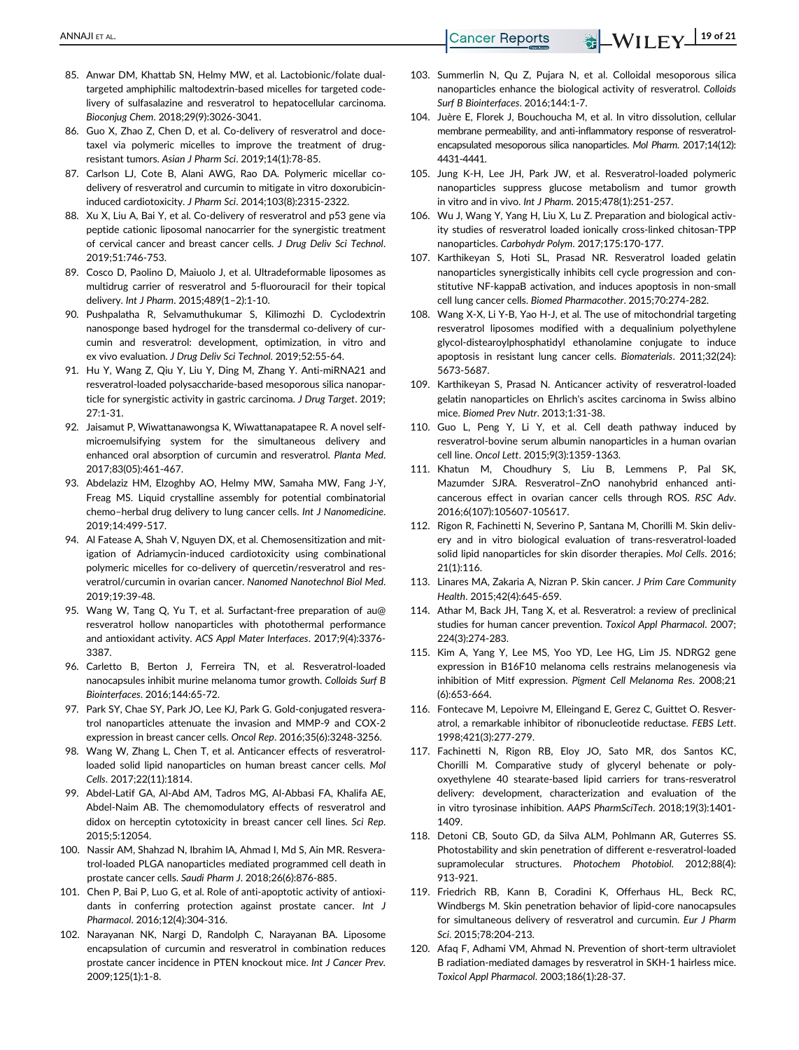85. Anwar DM, Khattab SN, Helmy MW, et al. Lactobionic/folate dual-targeted amphiphilic maltodextrin-based micelles for targeted codelivery of sulfasalazine and resveratrol to hepatocellular carcinoma. *Bioconjug Chem*. 2018;29(9):3026-3041.
86. Guo X, Zhao Z, Chen D, et al. Co-delivery of resveratrol and docetaxel via polymeric micelles to improve the treatment of drug-resistant tumors. *Asian J Pharm Sci*. 2019;14(1):78-85.
87. Carlson LJ, Cote B, Alani AWG, Rao DA. Polymeric micellar co-delivery of resveratrol and curcumin to mitigate in vitro doxorubicin-induced cardiotoxicity. *J Pharm Sci*. 2014;103(8):2315-2322.
88. Xu X, Liu A, Bai Y, et al. Co-delivery of resveratrol and p53 gene via peptide cationic liposomal nanocarrier for the synergistic treatment of cervical cancer and breast cancer cells. *J Drug Deliv Sci Technol*. 2019;51:746-753.
89. Cosco D, Paolino D, Maiuolo J, et al. Ultradeformable liposomes as multidrug carrier of resveratrol and 5-fluorouracil for their topical delivery. *Int J Pharm*. 2015;489(1–2):1-10.
90. Pushpalatha R, Selvamuthukumar S, Kilimozhi D. Cyclodextrin nanosponge based hydrogel for the transdermal co-delivery of curcumin and resveratrol: development, optimization, in vitro and ex vivo evaluation. *J Drug Deliv Sci Technol*. 2019;52:55-64.
91. Hu Y, Wang Z, Qiu Y, Liu Y, Ding M, Zhang Y. Anti-miRNA21 and resveratrol-loaded polysaccharide-based mesoporous silica nanoparticle for synergistic activity in gastric carcinoma. *J Drug Target*. 2019;27:1-31.
92. Jaisamut P, Wiwattanawongsa K, Wiwattanapatapee R. A novel self-microemulsifying system for the simultaneous delivery and enhanced oral absorption of curcumin and resveratrol. *Planta Med*. 2017;83(05):461-467.
93. Abdelaziz HM, Elzoghby AO, Helmy MW, Samaha MW, Fang J-Y, Freag MS. Liquid crystalline assembly for potential combinatorial chemo–herbal drug delivery to lung cancer cells. *Int J Nanomedicine*. 2019;14:499-517.
94. Al Fatease A, Shah V, Nguyen DX, et al. Chemosensitization and mitigation of Adriamycin-induced cardiotoxicity using combinational polymeric micelles for co-delivery of quercetin/resveratrol and resveratrol/curcumin in ovarian cancer. *Nanomed Nanotechnol Biol Med*. 2019;19:39-48.
95. Wang W, Tang Q, Yu T, et al. Surfactant-free preparation of au@ resveratrol hollow nanoparticles with photothermal performance and antioxidant activity. *ACS Appl Mater Interfaces*. 2017;9(4):3376-3387.
96. Carletto B, Berton J, Ferreira TN, et al. Resveratrol-loaded nanocapsules inhibit murine melanoma tumor growth. *Colloids Surf B Biointerfaces*. 2016;144:65-72.
97. Park SY, Chae SY, Park JO, Lee KJ, Park G. Gold-conjugated resveratrol nanoparticles attenuate the invasion and MMP-9 and COX-2 expression in breast cancer cells. *Oncol Rep*. 2016;35(6):3248-3256.
98. Wang W, Zhang L, Chen T, et al. Anticancer effects of resveratrol-loaded solid lipid nanoparticles on human breast cancer cells. *Mol Cells*. 2017;22(11):1814.
99. Abdel-Latif GA, Al-Abd AM, Tadros MG, Al-Abbasi FA, Khalifa AE, Abdel-Naim AB. The chemomodulatory effects of resveratrol and didox on herceptin cytotoxicity in breast cancer cell lines. *Sci Rep*. 2015;5:12054.
100. Nassir AM, Shahzad N, Ibrahim IA, Ahmad I, Md S, Ain MR. Resveratrol-loaded PLGA nanoparticles mediated programmed cell death in prostate cancer cells. *Saudi Pharm J*. 2018;26(6):876-885.
101. Chen P, Bai P, Luo G, et al. Role of anti-apoptotic activity of antioxidants in conferring protection against prostate cancer. *Int J Pharmacol*. 2016;12(4):304-316.
102. Narayanan NK, Nargi D, Randolph C, Narayanan BA. Liposome encapsulation of curcumin and resveratrol in combination reduces prostate cancer incidence in PTEN knockout mice. *Int J Cancer Prev*. 2009;125(1):1-8.
103. Summerlin N, Qu Z, Pujara N, et al. Colloidal mesoporous silica nanoparticles enhance the biological activity of resveratrol. *Colloids Surf B Biointerfaces*. 2016;144:1-7.
104. Juère E, Florek J, Bouchoucha M, et al. In vitro dissolution, cellular membrane permeability, and anti-inflammatory response of resveratrol-encapsulated mesoporous silica nanoparticles. *Mol Pharm*. 2017;14(12):4431-4441.
105. Jung K-H, Lee JH, Park JW, et al. Resveratrol-loaded polymeric nanoparticles suppress glucose metabolism and tumor growth in vitro and in vivo. *Int J Pharm*. 2015;478(1):251-257.
106. Wu J, Wang Y, Yang H, Liu X, Lu Z. Preparation and biological activity studies of resveratrol loaded ionically cross-linked chitosan-TPP nanoparticles. *Carbohydr Polym*. 2017;175:170-177.
107. Karthikeyan S, Hoti SL, Prasad NR. Resveratrol loaded gelatin nanoparticles synergistically inhibits cell cycle progression and constitutive NF-kappaB activation, and induces apoptosis in non-small cell lung cancer cells. *Biomed Pharmacother*. 2015;70:274-282.
108. Wang X-X, Li Y-B, Yao H-J, et al. The use of mitochondrial targeting resveratrol liposomes modified with a dequalinium polyethylene glycol-distearoylphosphatidyl ethanolamine conjugate to induce apoptosis in resistant lung cancer cells. *Biomaterials*. 2011;32(24):5673-5687.
109. Karthikeyan S, Prasad N. Anticancer activity of resveratrol-loaded gelatin nanoparticles on Ehrlich's ascites carcinoma in Swiss albino mice. *Biomed Prev Nutr*. 2013;1:31-38.
110. Guo L, Peng Y, Li Y, et al. Cell death pathway induced by resveratrol-bovine serum albumin nanoparticles in a human ovarian cell line. *Oncol Lett*. 2015;9(3):1359-1363.
111. Khatun M, Choudhury S, Liu B, Lemmens P, Pal SK, Mazumder SJRA. Resveratrol–ZnO nanohybrid enhanced anticancerous effect in ovarian cancer cells through ROS. *RSC Adv*. 2016;6(107):105607-105617.
112. Rigon R, Fachinetti N, Severino P, Santana M, Chorilli M. Skin delivery and in vitro biological evaluation of trans-resveratrol-loaded solid lipid nanoparticles for skin disorder therapies. *Mol Cells*. 2016;21(1):116.
113. Linares MA, Zakaria A, Nizran P. Skin cancer. *J Prim Care Community Health*. 2015;42(4):645-659.
114. Athar M, Back JH, Tang X, et al. Resveratrol: a review of preclinical studies for human cancer prevention. *Toxicol Appl Pharmacol*. 2007;224(3):274-283.
115. Kim A, Yang Y, Lee MS, Yoo YD, Lee HG, Lim JS. NDRG2 gene expression in B16F10 melanoma cells restrains melanogenesis via inhibition of Mitf expression. *Pigment Cell Melanoma Res*. 2008;21(6):653-664.
116. Fontecave M, Lepoivre M, Elleingand E, Gerez C, Guittet O. Resveratrol, a remarkable inhibitor of ribonucleotide reductase. *FEBS Lett*. 1998;421(3):277-279.
117. Fachinetti N, Rigon RB, Eloy JO, Sato MR, dos Santos KC, Chorilli M. Comparative study of glyceryl behenate or polyoxyethylene 40 stearate-based lipid carriers for trans-resveratrol delivery: development, characterization and evaluation of the in vitro tyrosinase inhibition. *AAPS PharmSciTech*. 2018;19(3):1401-1409.
118. Detoni CB, Souto GD, da Silva ALM, Pohlmann AR, Guterres SS. Photostability and skin penetration of different e-resveratrol-loaded supramolecular structures. *Photochem Photobiol*. 2012;88(4):913-921.
119. Friedrich RB, Kann B, Coradini K, Offerhaus HL, Beck RC, Windbergs M. Skin penetration behavior of lipid-core nanocapsules for simultaneous delivery of resveratrol and curcumin. *Eur J Pharm Sci*. 2015;78:204-213.
120. Afaq F, Adhami VM, Ahmad N. Prevention of short-term ultraviolet B radiation-mediated damages by resveratrol in SKH-1 hairless mice. *Toxicol Appl Pharmacol*. 2003;186(1):28-37.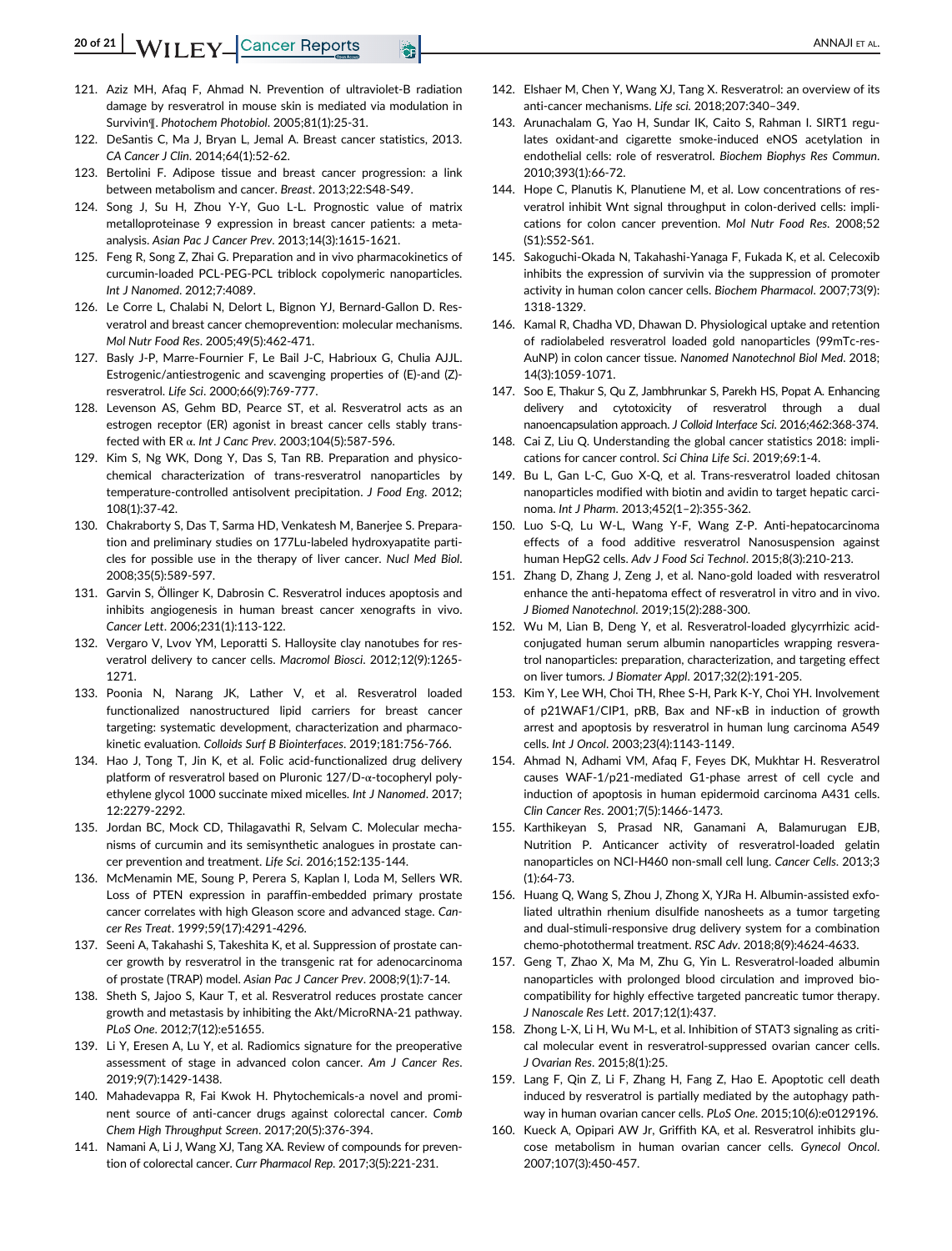121. Aziz MH, Afaq F, Ahmad N. Prevention of ultraviolet-B radiation damage by resveratrol in mouse skin is mediated via modulation in Survivin¶. *Photochem Photobiol*. 2005;81(1):25-31.
122. DeSantis C, Ma J, Bryan L, Jemal A. Breast cancer statistics, 2013. *CA Cancer J Clin*. 2014;64(1):52-62.
123. Bertolini F. Adipose tissue and breast cancer progression: a link between metabolism and cancer. *Breast*. 2013;22:S48-S49.
124. Song J, Su H, Zhou Y-Y, Guo L-L. Prognostic value of matrix metalloproteinase 9 expression in breast cancer patients: a meta-analysis. *Asian Pac J Cancer Prev*. 2013;14(3):1615-1621.
125. Feng R, Song Z, Zhai G. Preparation and in vivo pharmacokinetics of curcumin-loaded PCL-PEG-PCL triblock copolymeric nanoparticles. *Int J Nanomed*. 2012;7:4089.
126. Le Corre L, Chalabi N, Delort L, Bignon YJ, Bernard-Gallon D. Resveratrol and breast cancer chemoprevention: molecular mechanisms. *Mol Nutr Food Res*. 2005;49(5):462-471.
127. Basly J-P, Marre-Fournier F, Le Bail J-C, Habrioux G, Chulia AJJL. Estrogenic/antiestrogenic and scavenging properties of (E)-and (Z)-resveratrol. *Life Sci*. 2000;66(9):769-777.
128. Levenson AS, Gehm BD, Pearce ST, et al. Resveratrol acts as an estrogen receptor (ER) agonist in breast cancer cells stably transfected with ER α. *Int J Canc Prev*. 2003;104(5):587-596.
129. Kim S, Ng WK, Dong Y, Das S, Tan RB. Preparation and physicochemical characterization of trans-resveratrol nanoparticles by temperature-controlled antisolvent precipitation. *J Food Eng*. 2012;108(1):37-42.
130. Chakraborty S, Das T, Sarma HD, Venkatesh M, Banerjee S. Preparation and preliminary studies on 177Lu-labeled hydroxyapatite particles for possible use in the therapy of liver cancer. *Nucl Med Biol*. 2008;35(5):589-597.
131. Garvin S, Öllinger K, Dabrosin C. Resveratrol induces apoptosis and inhibits angiogenesis in human breast cancer xenografts in vivo. *Cancer Lett*. 2006;231(1):113-122.
132. Vergaro V, Lvov YM, Leporatti S. Halloysite clay nanotubes for resveratrol delivery to cancer cells. *Macromol Biosci*. 2012;12(9):1265-1271.
133. Poonia N, Narang JK, Lather V, et al. Resveratrol loaded functionalized nanostructured lipid carriers for breast cancer targeting: systematic development, characterization and pharmacokinetic evaluation. *Colloids Surf B Biointerfaces*. 2019;181:756-766.
134. Hao J, Tong T, Jin K, et al. Folic acid-functionalized drug delivery platform of resveratrol based on Pluronic 127/D-α-tocopheryl polyethylene glycol 1000 succinate mixed micelles. *Int J Nanomed*. 2017;12:2279-2292.
135. Jordan BC, Mock CD, Thilagavathi R, Selvam C. Molecular mechanisms of curcumin and its semisynthetic analogues in prostate cancer prevention and treatment. *Life Sci*. 2016;152:135-144.
136. McMenamin ME, Soung P, Perera S, Kaplan I, Loda M, Sellers WR. Loss of PTEN expression in paraffin-embedded primary prostate cancer correlates with high Gleason score and advanced stage. *Cancer Res Treat*. 1999;59(17):4291-4296.
137. Seeni A, Takahashi S, Takeshita K, et al. Suppression of prostate cancer growth by resveratrol in the transgenic rat for adenocarcinoma of prostate (TRAP) model. *Asian Pac J Cancer Prev*. 2008;9(1):7-14.
138. Sheth S, Jajoo S, Kaur T, et al. Resveratrol reduces prostate cancer growth and metastasis by inhibiting the Akt/MicroRNA-21 pathway. *PLoS One*. 2012;7(12):e51655.
139. Li Y, Eresen A, Lu Y, et al. Radiomics signature for the preoperative assessment of stage in advanced colon cancer. *Am J Cancer Res*. 2019;9(7):1429-1438.
140. Mahadevappa R, Fai Kwok H. Phytochemicals-a novel and prominent source of anti-cancer drugs against colorectal cancer. *Comb Chem High Throughput Screen*. 2017;20(5):376-394.
141. Namani A, Li J, Wang XJ, Tang XA. Review of compounds for prevention of colorectal cancer. *Curr Pharmacol Rep*. 2017;3(5):221-231.
142. Elshaer M, Chen Y, Wang XJ, Tang X. Resveratrol: an overview of its anti-cancer mechanisms. *Life sci*. 2018;207:340–349.
143. Arunachalam G, Yao H, Sundar IK, Caito S, Rahman I. SIRT1 regulates oxidant-and cigarette smoke-induced eNOS acetylation in endothelial cells: role of resveratrol. *Biochem Biophys Res Commun*. 2010;393(1):66-72.
144. Hope C, Planutis K, Planutiene M, et al. Low concentrations of resveratrol inhibit Wnt signal throughput in colon-derived cells: implications for colon cancer prevention. *Mol Nutr Food Res*. 2008;52(S1):S52-S61.
145. Sakoguchi-Okada N, Takahashi-Yanaga F, Fukada K, et al. Celecoxib inhibits the expression of survivin via the suppression of promoter activity in human colon cancer cells. *Biochem Pharmacol*. 2007;73(9):1318-1329.
146. Kamal R, Chadha VD, Dhawan D. Physiological uptake and retention of radiolabeled resveratrol loaded gold nanoparticles (99mTc-res-AuNP) in colon cancer tissue. *Nanomed Nanotechnol Biol Med*. 2018;14(3):1059-1071.
147. Soo E, Thakur S, Qu Z, Jambhrunkar S, Parekh HS, Popat A. Enhancing delivery and cytotoxicity of resveratrol through a dual nanoencapsulation approach. *J Colloid Interface Sci*. 2016;462:368-374.
148. Cai Z, Liu Q. Understanding the global cancer statistics 2018: implications for cancer control. *Sci China Life Sci*. 2019;69:1-4.
149. Bu L, Gan L-C, Guo X-Q, et al. Trans-resveratrol loaded chitosan nanoparticles modified with biotin and avidin to target hepatic carcinoma. *Int J Pharm*. 2013;452(1–2):355-362.
150. Luo S-Q, Lu W-L, Wang Y-F, Wang Z-P. Anti-hepatocarcinoma effects of a food additive resveratrol Nanosuspension against human HepG2 cells. *Adv J Food Sci Technol*. 2015;8(3):210-213.
151. Zhang D, Zhang J, Zeng J, et al. Nano-gold loaded with resveratrol enhance the anti-hepatoma effect of resveratrol in vitro and in vivo. *J Biomed Nanotechnol*. 2019;15(2):288-300.
152. Wu M, Lian B, Deng Y, et al. Resveratrol-loaded glycyrrhizic acid-conjugated human serum albumin nanoparticles wrapping resveratrol nanoparticles: preparation, characterization, and targeting effect on liver tumors. *J Biomater Appl*. 2017;32(2):191-205.
153. Kim Y, Lee WH, Choi TH, Rhee S-H, Park K-Y, Choi YH. Involvement of p21WAF1/CIP1, pRB, Bax and NF-κB in induction of growth arrest and apoptosis by resveratrol in human lung carcinoma A549 cells. *Int J Oncol*. 2003;23(4):1143-1149.
154. Ahmad N, Adhami VM, Afaq F, Feyes DK, Mukhtar H. Resveratrol causes WAF-1/p21-mediated G1-phase arrest of cell cycle and induction of apoptosis in human epidermoid carcinoma A431 cells. *Clin Cancer Res*. 2001;7(5):1466-1473.
155. Karthikeyan S, Prasad NR, Ganamani A, Balamurugan EJB, Nutrition P. Anticancer activity of resveratrol-loaded gelatin nanoparticles on NCI-H460 non-small cell lung. *Cancer Cells*. 2013;3(1):64-73.
156. Huang Q, Wang S, Zhou J, Zhong X, YJRa H. Albumin-assisted exfoliated ultrathin rhenium disulfide nanosheets as a tumor targeting and dual-stimuli-responsive drug delivery system for a combination chemo-photothermal treatment. *RSC Adv*. 2018;8(9):4624-4633.
157. Geng T, Zhao X, Ma M, Zhu G, Yin L. Resveratrol-loaded albumin nanoparticles with prolonged blood circulation and improved biocompatibility for highly effective targeted pancreatic tumor therapy. *J Nanoscale Res Lett*. 2017;12(1):437.
158. Zhong L-X, Li H, Wu M-L, et al. Inhibition of STAT3 signaling as critical molecular event in resveratrol-suppressed ovarian cancer cells. *J Ovarian Res*. 2015;8(1):25.
159. Lang F, Qin Z, Li F, Zhang H, Fang Z, Hao E. Apoptotic cell death induced by resveratrol is partially mediated by the autophagy pathway in human ovarian cancer cells. *PLoS One*. 2015;10(6):e0129196.
160. Kueck A, Opipari AW Jr, Griffith KA, et al. Resveratrol inhibits glucose metabolism in human ovarian cancer cells. *Gynecol Oncol*. 2007;107(3):450-457.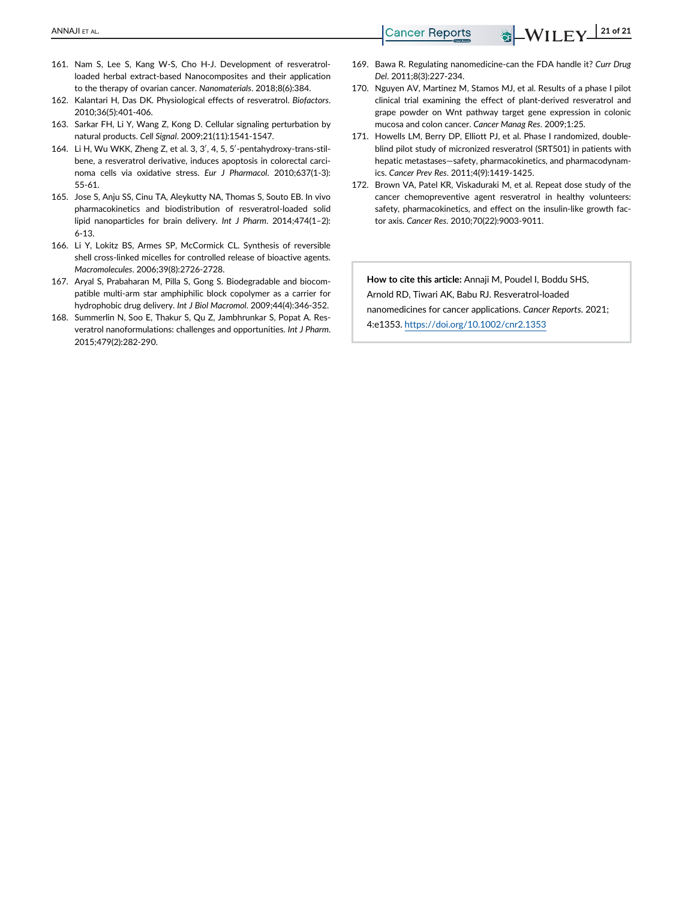161. Nam S, Lee S, Kang W-S, Cho H-J. Development of resveratrol-loaded herbal extract-based Nanocomposites and their application to the therapy of ovarian cancer. *Nanomaterials*. 2018;8(6):384.
162. Kalantari H, Das DK. Physiological effects of resveratrol. *Biofactors*. 2010;36(5):401-406.
163. Sarkar FH, Li Y, Wang Z, Kong D. Cellular signaling perturbation by natural products. *Cell Signal*. 2009;21(11):1541-1547.
164. Li H, Wu WKK, Zheng Z, et al. 3, 3′, 4, 5, 5′-pentahydroxy-trans-stilbene, a resveratrol derivative, induces apoptosis in colorectal carcinoma cells via oxidative stress. *Eur J Pharmacol*. 2010;637(1-3): 55-61.
165. Jose S, Anju SS, Cinu TA, Aleykutty NA, Thomas S, Souto EB. In vivo pharmacokinetics and biodistribution of resveratrol-loaded solid lipid nanoparticles for brain delivery. *Int J Pharm*. 2014;474(1–2): 6-13.
166. Li Y, Lokitz BS, Armes SP, McCormick CL. Synthesis of reversible shell cross-linked micelles for controlled release of bioactive agents. *Macromolecules*. 2006;39(8):2726-2728.
167. Aryal S, Prabaharan M, Pilla S, Gong S. Biodegradable and biocompatible multi-arm star amphiphilic block copolymer as a carrier for hydrophobic drug delivery. *Int J Biol Macromol*. 2009;44(4):346-352.
168. Summerlin N, Soo E, Thakur S, Qu Z, Jambhrunkar S, Popat A. Resveratrol nanoformulations: challenges and opportunities. *Int J Pharm*. 2015;479(2):282-290.
169. Bawa R. Regulating nanomedicine-can the FDA handle it? *Curr Drug Del*. 2011;8(3):227-234.
170. Nguyen AV, Martinez M, Stamos MJ, et al. Results of a phase I pilot clinical trial examining the effect of plant-derived resveratrol and grape powder on Wnt pathway target gene expression in colonic mucosa and colon cancer. *Cancer Manag Res*. 2009;1:25.
171. Howells LM, Berry DP, Elliott PJ, et al. Phase I randomized, double-blind pilot study of micronized resveratrol (SRT501) in patients with hepatic metastases—safety, pharmacokinetics, and pharmacodynamics. *Cancer Prev Res*. 2011;4(9):1419-1425.
172. Brown VA, Patel KR, Viskaduraki M, et al. Repeat dose study of the cancer chemopreventive agent resveratrol in healthy volunteers: safety, pharmacokinetics, and effect on the insulin-like growth factor axis. *Cancer Res*. 2010;70(22):9003-9011.

**How to cite this article:** Annaji M, Poudel I, Boddu SHS, Arnold RD, Tiwari AK, Babu RJ. Resveratrol-loaded nanomedicines for cancer applications. *Cancer Reports*. 2021; 4:e1353. https://doi.org/10.1002/cnr2.1353